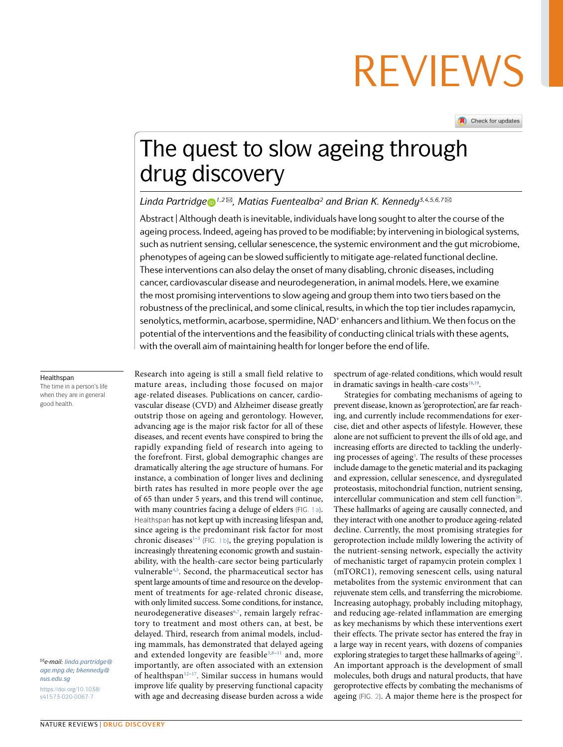# The quest to slow ageing through drug discovery

*Linda Partridge*[1,2] ✉, *Matias Fuentealba*[2] *and Brian K. Kennedy*[3,4,5,6,7] ✉

Abstract | Although death is inevitable, individuals have long sought to alter the course of the ageing process. Indeed, ageing has proved to be modifiable; by intervening in biological systems, such as nutrient sensing, cellular senescence, the systemic environment and the gut microbiome, phenotypes of ageing can be slowed sufficiently to mitigate age-related functional decline. These interventions can also delay the onset of many disabling, chronic diseases, including cancer, cardiovascular disease and neurodegeneration, in animal models. Here, we examine the most promising interventions to slow ageing and group them into two tiers based on the robustness of the preclinical, and some clinical, results, in which the top tier includes rapamycin, senolytics, metformin, acarbose, spermidine, NAD$^+$ enhancers and lithium. We then focus on the potential of the interventions and the feasibility of conducting clinical trials with these agents, with the overall aim of maintaining health for longer before the end of life.

**Healthspan**
The time in a person's life when they are in general good health.

Research into ageing is still a small field relative to mature areas, including those focused on major age-related diseases. Publications on cancer, cardiovascular disease (CVD) and Alzheimer disease greatly outstrip those on ageing and gerontology. However, advancing age is the major risk factor for all of these diseases, and recent events have conspired to bring the rapidly expanding field of research into ageing to the forefront. First, global demographic changes are dramatically altering the age structure of humans. For instance, a combination of longer lives and declining birth rates has resulted in more people over the age of 65 than under 5 years, and this trend will continue, with many countries facing a deluge of elders (FIG. 1a). Healthspan has not kept up with increasing lifespan and, since ageing is the predominant risk factor for most chronic diseases[1–3] (FIG. 1b), the greying population is increasingly threatening economic growth and sustainability, with the health-care sector being particularly vulnerable[4,5]. Second, the pharmaceutical sector has spent large amounts of time and resource on the development of treatments for age-related chronic disease, with only limited success. Some conditions, for instance, neurodegenerative diseases[6,7], remain largely refractory to treatment and most others can, at best, be delayed. Third, research from animal models, including mammals, has demonstrated that delayed ageing and extended longevity are feasible[3,8–11] and, more importantly, are often associated with an extension of healthspan[12–17]. Similar success in humans would improve life quality by preserving functional capacity with age and decreasing disease burden across a wide spectrum of age-related conditions, which would result in dramatic savings in health-care costs[18,19].

Strategies for combating mechanisms of ageing to prevent disease, known as 'geroprotection', are far reaching, and currently include recommendations for exercise, diet and other aspects of lifestyle. However, these alone are not sufficient to prevent the ills of old age, and increasing efforts are directed to tackling the underlying processes of ageing[3]. The results of these processes include damage to the genetic material and its packaging and expression, cellular senescence, and dysregulated proteostasis, mitochondrial function, nutrient sensing, intercellular communication and stem cell function[20]. These hallmarks of ageing are causally connected, and they interact with one another to produce ageing-related decline. Currently, the most promising strategies for geroprotection include mildly lowering the activity of the nutrient-sensing network, especially the activity of mechanistic target of rapamycin protein complex 1 (mTORC1), removing senescent cells, using natural metabolites from the systemic environment that can rejuvenate stem cells, and transferring the microbiome. Increasing autophagy, probably including mitophagy, and reducing age-related inflammation are emerging as key mechanisms by which these interventions exert their effects. The private sector has entered the fray in a large way in recent years, with dozens of companies exploring strategies to target these hallmarks of ageing[21]. An important approach is the development of small molecules, both drugs and natural products, that have geroprotective effects by combating the mechanisms of ageing (FIG. 2). A major theme here is the prospect for

✉e-mail: linda.partridge@age.mpg.de; bkennedy@nus.edu.sg
https://doi.org/10.1038/s41573-020-0067-7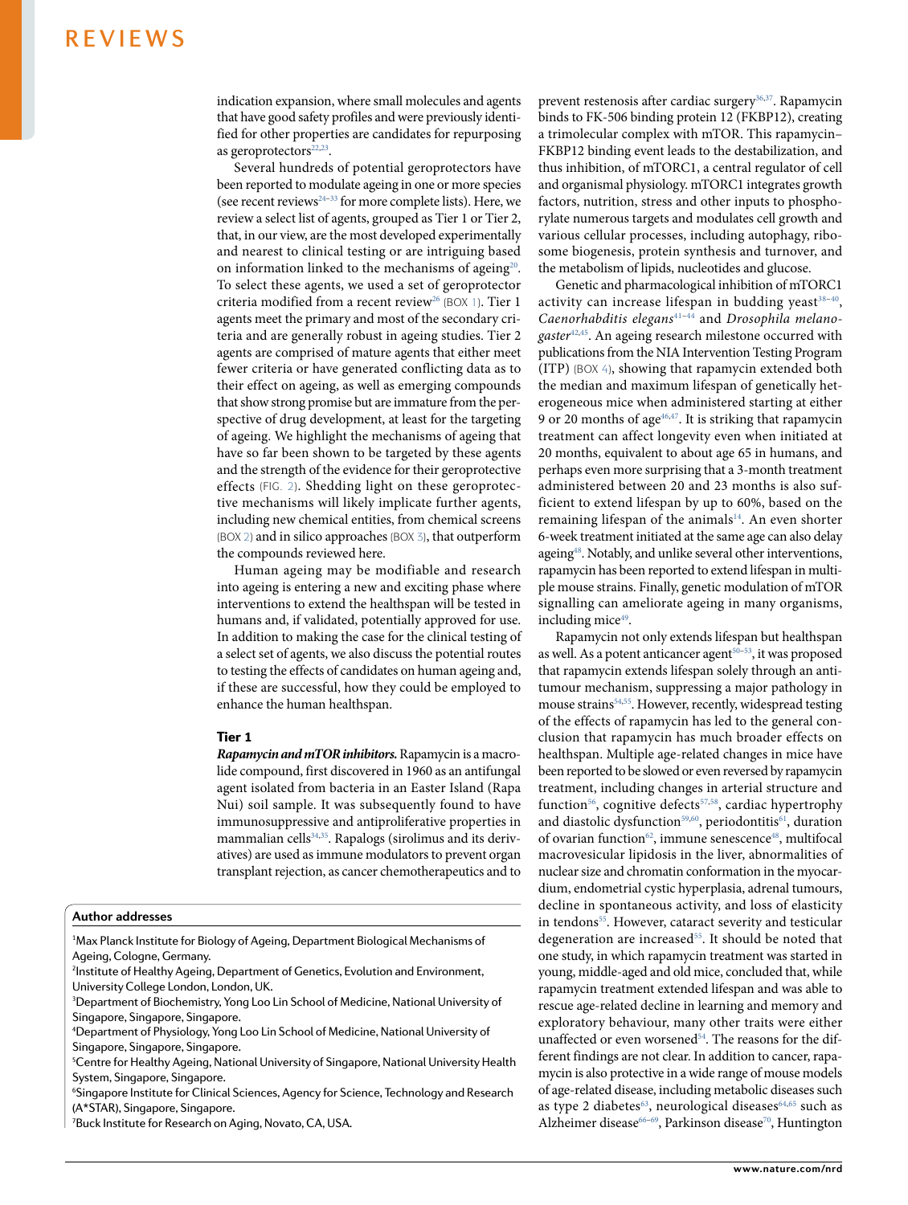indication expansion, where small molecules and agents that have good safety profiles and were previously identified for other properties are candidates for repurposing as geroprotectors[22,23].

Several hundreds of potential geroprotectors have been reported to modulate ageing in one or more species (see recent reviews[24–33] for more complete lists). Here, we review a select list of agents, grouped as Tier 1 or Tier 2, that, in our view, are the most developed experimentally and nearest to clinical testing or are intriguing based on information linked to the mechanisms of ageing[20]. To select these agents, we used a set of geroprotector criteria modified from a recent review[26] (BOX 1). Tier 1 agents meet the primary and most of the secondary criteria and are generally robust in ageing studies. Tier 2 agents are comprised of mature agents that either meet fewer criteria or have generated conflicting data as to their effect on ageing, as well as emerging compounds that show strong promise but are immature from the perspective of drug development, at least for the targeting of ageing. We highlight the mechanisms of ageing that have so far been shown to be targeted by these agents and the strength of the evidence for their geroprotective effects (FIG. 2). Shedding light on these geroprotective mechanisms will likely implicate further agents, including new chemical entities, from chemical screens (BOX 2) and in silico approaches (BOX 3), that outperform the compounds reviewed here.

Human ageing may be modifiable and research into ageing is entering a new and exciting phase where interventions to extend the healthspan will be tested in humans and, if validated, potentially approved for use. In addition to making the case for the clinical testing of a select set of agents, we also discuss the potential routes to testing the effects of candidates on human ageing and, if these are successful, how they could be employed to enhance the human healthspan.

## Tier 1

***Rapamycin and mTOR inhibitors.*** Rapamycin is a macrolide compound, first discovered in 1960 as an antifungal agent isolated from bacteria in an Easter Island (Rapa Nui) soil sample. It was subsequently found to have immunosuppressive and antiproliferative properties in mammalian cells[34,35]. Rapalogs (sirolimus and its derivatives) are used as immune modulators to prevent organ transplant rejection, as cancer chemotherapeutics and to prevent restenosis after cardiac surgery[36,37]. Rapamycin binds to FK-506 binding protein 12 (FKBP12), creating a trimolecular complex with mTOR. This rapamycin–FKBP12 binding event leads to the destabilization, and thus inhibition, of mTORC1, a central regulator of cell and organismal physiology. mTORC1 integrates growth factors, nutrition, stress and other inputs to phosphorylate numerous targets and modulates cell growth and various cellular processes, including autophagy, ribosome biogenesis, protein synthesis and turnover, and the metabolism of lipids, nucleotides and glucose.

Genetic and pharmacological inhibition of mTORC1 activity can increase lifespan in budding yeast[38–40], *Caenorhabditis elegans*[41–44] and *Drosophila melanogaster*[42,45]. An ageing research milestone occurred with publications from the NIA Intervention Testing Program (ITP) (BOX 4), showing that rapamycin extended both the median and maximum lifespan of genetically heterogeneous mice when administered starting at either 9 or 20 months of age[46,47]. It is striking that rapamycin treatment can affect longevity even when initiated at 20 months, equivalent to about age 65 in humans, and perhaps even more surprising that a 3-month treatment administered between 20 and 23 months is also sufficient to extend lifespan by up to 60%, based on the remaining lifespan of the animals[14]. An even shorter 6-week treatment initiated at the same age can also delay ageing[48]. Notably, and unlike several other interventions, rapamycin has been reported to extend lifespan in multiple mouse strains. Finally, genetic modulation of mTOR signalling can ameliorate ageing in many organisms, including mice[49].

Rapamycin not only extends lifespan but healthspan as well. As a potent anticancer agent[50–53], it was proposed that rapamycin extends lifespan solely through an antitumour mechanism, suppressing a major pathology in mouse strains[54,55]. However, recently, widespread testing of the effects of rapamycin has led to the general conclusion that rapamycin has much broader effects on healthspan. Multiple age-related changes in mice have been reported to be slowed or even reversed by rapamycin treatment, including changes in arterial structure and function[56], cognitive defects[57,58], cardiac hypertrophy and diastolic dysfunction[59,60], periodontitis[61], duration of ovarian function[62], immune senescence[48], multifocal macrovesicular lipidosis in the liver, abnormalities of nuclear size and chromatin conformation in the myocardium, endometrial cystic hyperplasia, adrenal tumours, decline in spontaneous activity, and loss of elasticity in tendons[55]. However, cataract severity and testicular degeneration are increased[55]. It should be noted that one study, in which rapamycin treatment was started in young, middle-aged and old mice, concluded that, while rapamycin treatment extended lifespan and was able to rescue age-related decline in learning and memory and exploratory behaviour, many other traits were either unaffected or even worsened[54]. The reasons for the different findings are not clear. In addition to cancer, rapamycin is also protective in a wide range of mouse models of age-related disease, including metabolic diseases such as type 2 diabetes[63], neurological diseases[64,65] such as Alzheimer disease[66–69], Parkinson disease[70], Huntington

**Author addresses**

[1]Max Planck Institute for Biology of Ageing, Department Biological Mechanisms of Ageing, Cologne, Germany.
[2]Institute of Healthy Ageing, Department of Genetics, Evolution and Environment, University College London, London, UK.
[3]Department of Biochemistry, Yong Loo Lin School of Medicine, National University of Singapore, Singapore, Singapore.
[4]Department of Physiology, Yong Loo Lin School of Medicine, National University of Singapore, Singapore, Singapore.
[5]Centre for Healthy Ageing, National University of Singapore, National University Health System, Singapore, Singapore.
[6]Singapore Institute for Clinical Sciences, Agency for Science, Technology and Research (A*STAR), Singapore, Singapore.
[7]Buck Institute for Research on Aging, Novato, CA, USA.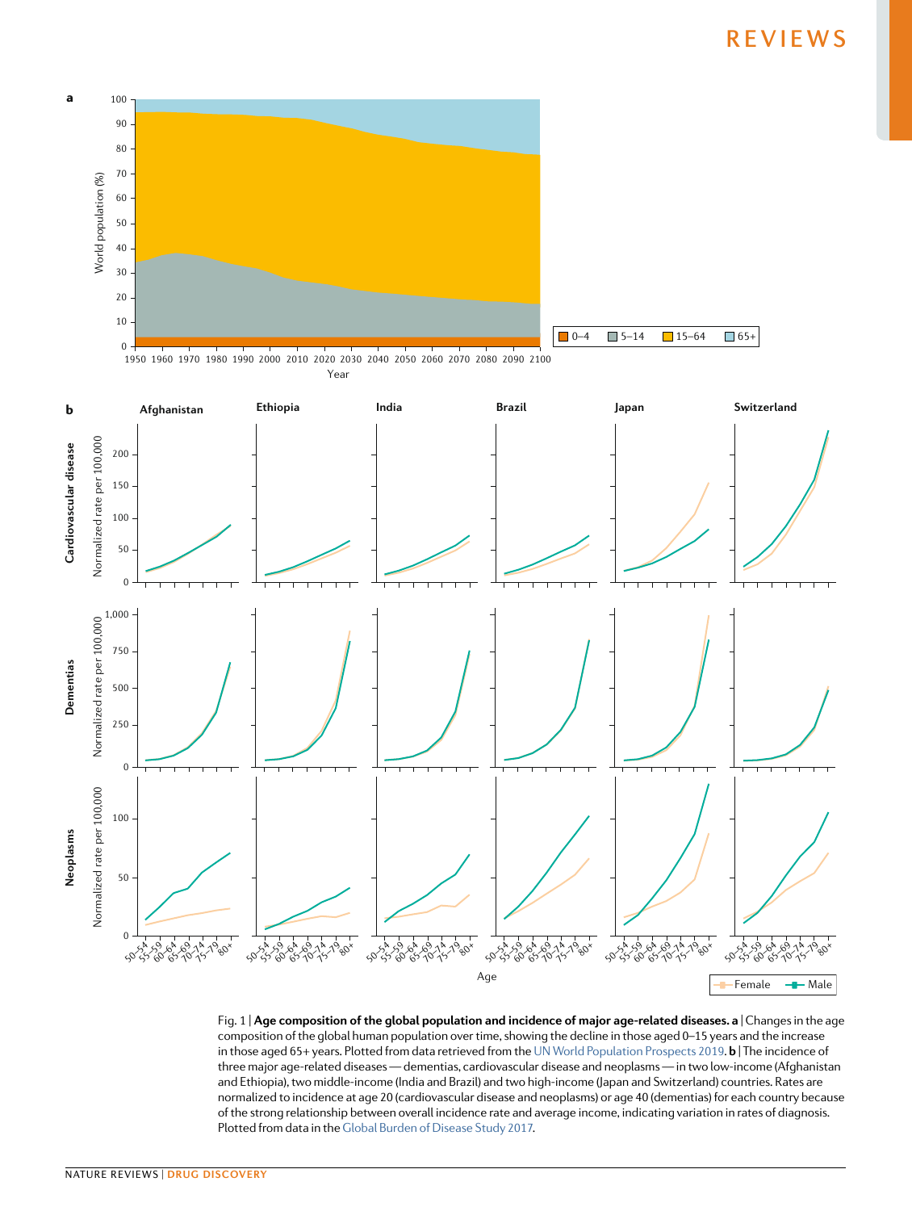Fig. 1 | **Age composition of the global population and incidence of major age-related diseases. a** | Changes in the age composition of the global human population over time, showing the decline in those aged 0–15 years and the increase in those aged 65+ years. Plotted from data retrieved from the UN World Population Prospects 2019. **b** | The incidence of three major age-related diseases — dementias, cardiovascular disease and neoplasms — in two low-income (Afghanistan and Ethiopia), two middle-income (India and Brazil) and two high-income (Japan and Switzerland) countries. Rates are normalized to incidence at age 20 (cardiovascular disease and neoplasms) or age 40 (dementias) for each country because of the strong relationship between overall incidence rate and average income, indicating variation in rates of diagnosis. Plotted from data in the Global Burden of Disease Study 2017.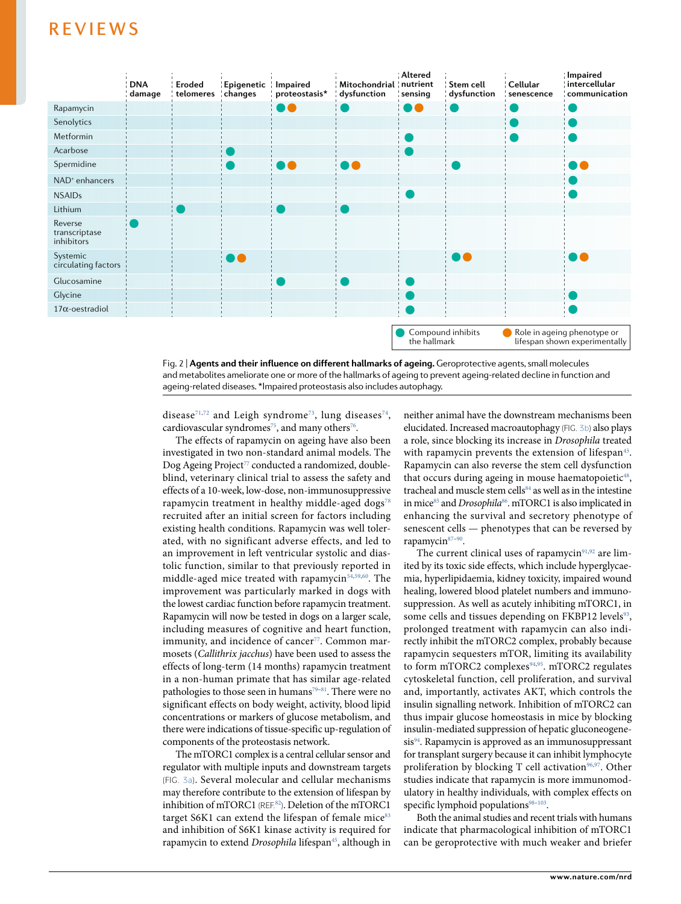| | DNA damage | Eroded telomeres | Epigenetic changes | Impaired proteostasis* | Mitochondrial dysfunction | Altered nutrient sensing | Stem cell dysfunction | Cellular senescence | Impaired intercellular communication |
|---|---|---|---|---|---|---|---|---|---|
| Rapamycin | | | | ●● | ● | ●● | ● | ● | ● |
| Senolytics | | | | | | | | ● | ● |
| Metformin | | | | | | ● | | ● | ● |
| Acarbose | | | ● | | | ● | | | |
| Spermidine | | | ● | ●● | ●● | | ● | | ●● |
| NAD⁺ enhancers | | | | | | | | | ● |
| NSAIDs | | | | | | ● | | | ● |
| Lithium | | ● | | ● | ● | | | | |
| Reverse transcriptase inhibitors | ● | | | | | | | | |
| Systemic circulating factors | | | ●● | | | | ●● | | ●● |
| Glucosamine | | | | ● | ● | ● | | | |
| Glycine | | | | | | ● | | | ● |
| 17α-oestradiol | | | | | | ● | | | ● |

Legend: teal ● Compound inhibits the hallmark; orange ● Role in ageing phenotype or lifespan shown experimentally (where two dots appear, the first is teal and the second orange).

Fig. 2 | **Agents and their influence on different hallmarks of ageing.** Geroprotective agents, small molecules and metabolites ameliorate one or more of the hallmarks of ageing to prevent ageing-related decline in function and ageing-related diseases. *Impaired proteostasis also includes autophagy.

disease[71,72] and Leigh syndrome[73], lung diseases[74], cardiovascular syndromes[75], and many others[76].

The effects of rapamycin on ageing have also been investigated in two non-standard animal models. The Dog Ageing Project[77] conducted a randomized, double-blind, veterinary clinical trial to assess the safety and effects of a 10-week, low-dose, non-immunosuppressive rapamycin treatment in healthy middle-aged dogs[78] recruited after an initial screen for factors including existing health conditions. Rapamycin was well tolerated, with no significant adverse effects, and led to an improvement in left ventricular systolic and diastolic function, similar to that previously reported in middle-aged mice treated with rapamycin[54,59,60]. The improvement was particularly marked in dogs with the lowest cardiac function before rapamycin treatment. Rapamycin will now be tested in dogs on a larger scale, including measures of cognitive and heart function, immunity, and incidence of cancer[77]. Common marmosets (*Callithrix jacchus*) have been used to assess the effects of long-term (14 months) rapamycin treatment in a non-human primate that has similar age-related pathologies to those seen in humans[79–81]. There were no significant effects on body weight, activity, blood lipid concentrations or markers of glucose metabolism, and there were indications of tissue-specific up-regulation of components of the proteostasis network.

The mTORC1 complex is a central cellular sensor and regulator with multiple inputs and downstream targets (FIG. 3a). Several molecular and cellular mechanisms may therefore contribute to the extension of lifespan by inhibition of mTORC1 (REF.[82]). Deletion of the mTORC1 target S6K1 can extend the lifespan of female mice[83] and inhibition of S6K1 kinase activity is required for rapamycin to extend *Drosophila* lifespan[45], although in neither animal have the downstream mechanisms been elucidated. Increased macroautophagy (FIG. 3b) also plays a role, since blocking its increase in *Drosophila* treated with rapamycin prevents the extension of lifespan[45]. Rapamycin can also reverse the stem cell dysfunction that occurs during ageing in mouse haematopoietic[48], tracheal and muscle stem cells[84] as well as in the intestine in mice[85] and *Drosophila*[86]. mTORC1 is also implicated in enhancing the survival and secretory phenotype of senescent cells — phenotypes that can be reversed by rapamycin[87–90].

The current clinical uses of rapamycin[91,92] are limited by its toxic side effects, which include hyperglycaemia, hyperlipidaemia, kidney toxicity, impaired wound healing, lowered blood platelet numbers and immunosuppression. As well as acutely inhibiting mTORC1, in some cells and tissues depending on FKBP12 levels[93], prolonged treatment with rapamycin can also indirectly inhibit the mTORC2 complex, probably because rapamycin sequesters mTOR, limiting its availability to form mTORC2 complexes[94,95]. mTORC2 regulates cytoskeletal function, cell proliferation, and survival and, importantly, activates AKT, which controls the insulin signalling network. Inhibition of mTORC2 can thus impair glucose homeostasis in mice by blocking insulin-mediated suppression of hepatic gluconeogenesis[94]. Rapamycin is approved as an immunosuppressant for transplant surgery because it can inhibit lymphocyte proliferation by blocking T cell activation[96,97]. Other studies indicate that rapamycin is more immunomodulatory in healthy individuals, with complex effects on specific lymphoid populations[98–103].

Both the animal studies and recent trials with humans indicate that pharmacological inhibition of mTORC1 can be geroprotective with much weaker and briefer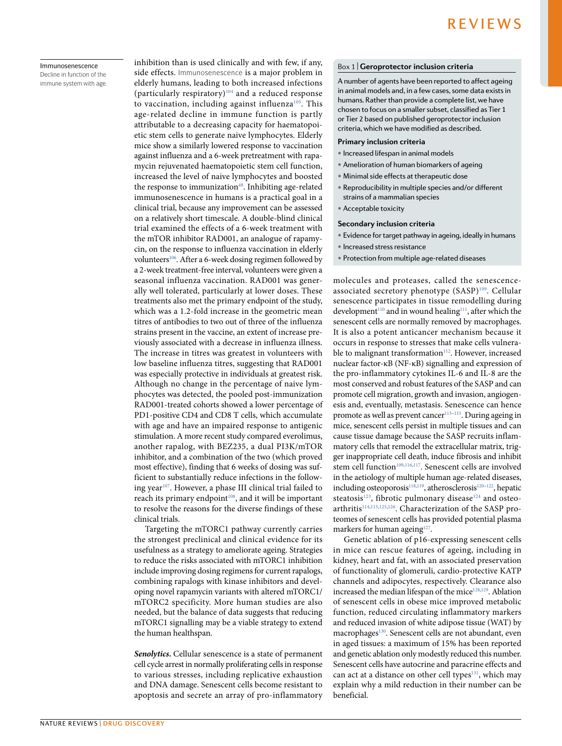**Immunosenescence**
Decline in function of the immune system with age.

inhibition than is used clinically and with few, if any, side effects. Immunosenescence is a major problem in elderly humans, leading to both increased infections (particularly respiratory)[104] and a reduced response to vaccination, including against influenza[105]. This age-related decline in immune function is partly attributable to a decreasing capacity for haematopoietic stem cells to generate naive lymphocytes. Elderly mice show a similarly lowered response to vaccination against influenza and a 6-week pretreatment with rapamycin rejuvenated haematopoietic stem cell function, increased the level of naive lymphocytes and boosted the response to immunization[48]. Inhibiting age-related immunosenescence in humans is a practical goal in a clinical trial, because any improvement can be assessed on a relatively short timescale. A double-blind clinical trial examined the effects of a 6-week treatment with the mTOR inhibitor RAD001, an analogue of rapamycin, on the response to influenza vaccination in elderly volunteers[106]. After a 6-week dosing regimen followed by a 2-week treatment-free interval, volunteers were given a seasonal influenza vaccination. RAD001 was generally well tolerated, particularly at lower doses. These treatments also met the primary endpoint of the study, which was a 1.2-fold increase in the geometric mean titres of antibodies to two out of three of the influenza strains present in the vaccine, an extent of increase previously associated with a decrease in influenza illness. The increase in titres was greatest in volunteers with low baseline influenza titres, suggesting that RAD001 was especially protective in individuals at greatest risk. Although no change in the percentage of naive lymphocytes was detected, the pooled post-immunization RAD001-treated cohorts showed a lower percentage of PD1-positive CD4 and CD8 T cells, which accumulate with age and have an impaired response to antigenic stimulation. A more recent study compared everolimus, another rapalog, with BEZ235, a dual PI3K/mTOR inhibitor, and a combination of the two (which proved most effective), finding that 6 weeks of dosing was sufficient to substantially reduce infections in the following year[107]. However, a phase III clinical trial failed to reach its primary endpoint[108], and it will be important to resolve the reasons for the diverse findings of these clinical trials.

Targeting the mTORC1 pathway currently carries the strongest preclinical and clinical evidence for its usefulness as a strategy to ameliorate ageing. Strategies to reduce the risks associated with mTORC1 inhibition include improving dosing regimens for current rapalogs, combining rapalogs with kinase inhibitors and developing novel rapamycin variants with altered mTORC1/mTORC2 specificity. More human studies are also needed, but the balance of data suggests that reducing mTORC1 signalling may be a viable strategy to extend the human healthspan.

***Senolytics.*** Cellular senescence is a state of permanent cell cycle arrest in normally proliferating cells in response to various stresses, including replicative exhaustion and DNA damage. Senescent cells become resistant to apoptosis and secrete an array of pro-inflammatory molecules and proteases, called the senescence-associated secretory phenotype (SASP)[109]. Cellular senescence participates in tissue remodelling during development[110] and in wound healing[111], after which the senescent cells are normally removed by macrophages. It is also a potent anticancer mechanism because it occurs in response to stresses that make cells vulnerable to malignant transformation[112]. However, increased nuclear factor-κB (NF-κB) signalling and expression of the pro-inflammatory cytokines IL-6 and IL-8 are the most conserved and robust features of the SASP and can promote cell migration, growth and invasion, angiogenesis and, eventually, metastasis. Senescence can hence promote as well as prevent cancer[113–115]. During ageing in mice, senescent cells persist in multiple tissues and can cause tissue damage because the SASP recruits inflammatory cells that remodel the extracellular matrix, trigger inappropriate cell death, induce fibrosis and inhibit stem cell function[109,116,117]. Senescent cells are involved in the aetiology of multiple human age-related diseases, including osteoporosis[118,119], atherosclerosis[120–122], hepatic steatosis[123], fibrotic pulmonary disease[124] and osteoarthritis[114,115,125,126]. Characterization of the SASP proteomes of senescent cells has provided potential plasma markers for human ageing[127].

Genetic ablation of p16-expressing senescent cells in mice can rescue features of ageing, including in kidney, heart and fat, with an associated preservation of functionality of glomeruli, cardio-protective KATP channels and adipocytes, respectively. Clearance also increased the median lifespan of the mice[128,129]. Ablation of senescent cells in obese mice improved metabolic function, reduced circulating inflammatory markers and reduced invasion of white adipose tissue (WAT) by macrophages[130]. Senescent cells are not abundant, even in aged tissues: a maximum of 15% has been reported and genetic ablation only modestly reduced this number. Senescent cells have autocrine and paracrine effects and can act at a distance on other cell types[131], which may explain why a mild reduction in their number can be beneficial.

**Box 1 | Geroprotector inclusion criteria**

A number of agents have been reported to affect ageing in animal models and, in a few cases, some data exists in humans. Rather than provide a complete list, we have chosen to focus on a smaller subset, classified as Tier 1 or Tier 2 based on published geroprotector inclusion criteria, which we have modified as described.

**Primary inclusion criteria**

- Increased lifespan in animal models
- Amelioration of human biomarkers of ageing
- Minimal side effects at therapeutic dose
- Reproducibility in multiple species and/or different strains of a mammalian species
- Acceptable toxicity

**Secondary inclusion criteria**

- Evidence for target pathway in ageing, ideally in humans
- Increased stress resistance
- Protection from multiple age-related diseases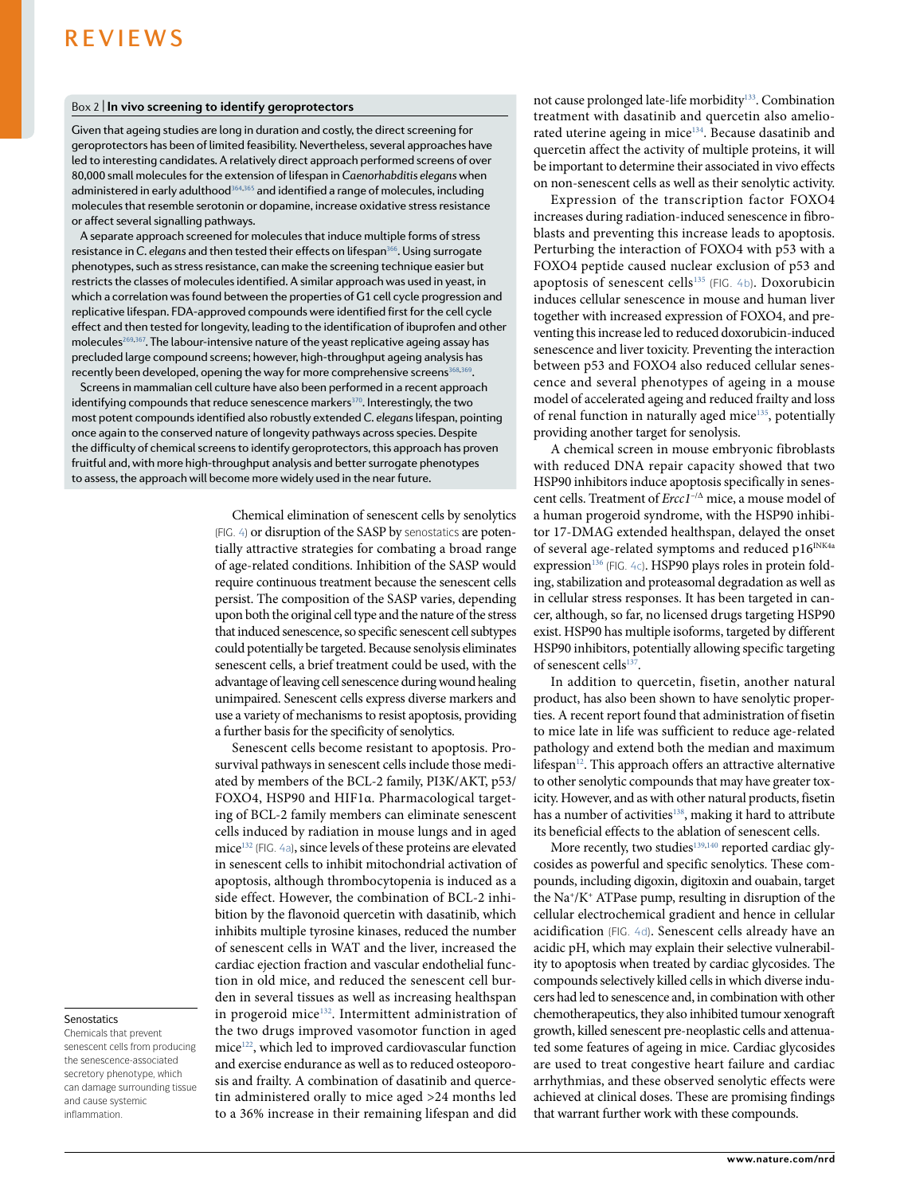### Box 2 | In vivo screening to identify geroprotectors

Given that ageing studies are long in duration and costly, the direct screening for geroprotectors has been of limited feasibility. Nevertheless, several approaches have led to interesting candidates. A relatively direct approach performed screens of over 80,000 small molecules for the extension of lifespan in *Caenorhabditis elegans* when administered in early adulthood[364,365] and identified a range of molecules, including molecules that resemble serotonin or dopamine, increase oxidative stress resistance or affect several signalling pathways.

A separate approach screened for molecules that induce multiple forms of stress resistance in *C. elegans* and then tested their effects on lifespan[366]. Using surrogate phenotypes, such as stress resistance, can make the screening technique easier but restricts the classes of molecules identified. A similar approach was used in yeast, in which a correlation was found between the properties of G1 cell cycle progression and replicative lifespan. FDA-approved compounds were identified first for the cell cycle effect and then tested for longevity, leading to the identification of ibuprofen and other molecules[269,367]. The labour-intensive nature of the yeast replicative ageing assay has precluded large compound screens; however, high-throughput ageing analysis has recently been developed, opening the way for more comprehensive screens[368,369].

Screens in mammalian cell culture have also been performed in a recent approach identifying compounds that reduce senescence markers[370]. Interestingly, the two most potent compounds identified also robustly extended *C. elegans* lifespan, pointing once again to the conserved nature of longevity pathways across species. Despite the difficulty of chemical screens to identify geroprotectors, this approach has proven fruitful and, with more high-throughput analysis and better surrogate phenotypes to assess, the approach will become more widely used in the near future.

**Senostatics**

Chemicals that prevent senescent cells from producing the senescence-associated secretory phenotype, which can damage surrounding tissue and cause systemic inflammation.

Chemical elimination of senescent cells by senolytics (FIG. 4) or disruption of the SASP by senostatics are potentially attractive strategies for combating a broad range of age-related conditions. Inhibition of the SASP would require continuous treatment because the senescent cells persist. The composition of the SASP varies, depending upon both the original cell type and the nature of the stress that induced senescence, so specific senescent cell subtypes could potentially be targeted. Because senolysis eliminates senescent cells, a brief treatment could be used, with the advantage of leaving cell senescence during wound healing unimpaired. Senescent cells express diverse markers and use a variety of mechanisms to resist apoptosis, providing a further basis for the specificity of senolytics.

Senescent cells become resistant to apoptosis. Pro-survival pathways in senescent cells include those mediated by members of the BCL-2 family, PI3K/AKT, p53/FOXO4, HSP90 and HIF1α. Pharmacological targeting of BCL-2 family members can eliminate senescent cells induced by radiation in mouse lungs and in aged mice[132] (FIG. 4a), since levels of these proteins are elevated in senescent cells to inhibit mitochondrial activation of apoptosis, although thrombocytopenia is induced as a side effect. However, the combination of BCL-2 inhibition by the flavonoid quercetin with dasatinib, which inhibits multiple tyrosine kinases, reduced the number of senescent cells in WAT and the liver, increased the cardiac ejection fraction and vascular endothelial function in old mice, and reduced the senescent cell burden in several tissues as well as increasing healthspan in progeroid mice[132]. Intermittent administration of the two drugs improved vasomotor function in aged mice[122], which led to improved cardiovascular function and exercise endurance as well as to reduced osteoporosis and frailty. A combination of dasatinib and quercetin administered orally to mice aged >24 months led to a 36% increase in their remaining lifespan and did not cause prolonged late-life morbidity[133]. Combination treatment with dasatinib and quercetin also ameliorated uterine ageing in mice[134]. Because dasatinib and quercetin affect the activity of multiple proteins, it will be important to determine their associated in vivo effects on non-senescent cells as well as their senolytic activity.

Expression of the transcription factor FOXO4 increases during radiation-induced senescence in fibroblasts and preventing this increase leads to apoptosis. Perturbing the interaction of FOXO4 with p53 with a FOXO4 peptide caused nuclear exclusion of p53 and apoptosis of senescent cells[135] (FIG. 4b). Doxorubicin induces cellular senescence in mouse and human liver together with increased expression of FOXO4, and preventing this increase led to reduced doxorubicin-induced senescence and liver toxicity. Preventing the interaction between p53 and FOXO4 also reduced cellular senescence and several phenotypes of ageing in a mouse model of accelerated ageing and reduced frailty and loss of renal function in naturally aged mice[135], potentially providing another target for senolysis.

A chemical screen in mouse embryonic fibroblasts with reduced DNA repair capacity showed that two HSP90 inhibitors induce apoptosis specifically in senescent cells. Treatment of *Ercc1*$^{-/\Delta}$ mice, a mouse model of a human progeroid syndrome, with the HSP90 inhibitor 17-DMAG extended healthspan, delayed the onset of several age-related symptoms and reduced p16$^{INK4a}$ expression[136] (FIG. 4c). HSP90 plays roles in protein folding, stabilization and proteasomal degradation as well as in cellular stress responses. It has been targeted in cancer, although, so far, no licensed drugs targeting HSP90 exist. HSP90 has multiple isoforms, targeted by different HSP90 inhibitors, potentially allowing specific targeting of senescent cells[137].

In addition to quercetin, fisetin, another natural product, has also been shown to have senolytic properties. A recent report found that administration of fisetin to mice late in life was sufficient to reduce age-related pathology and extend both the median and maximum lifespan[12]. This approach offers an attractive alternative to other senolytic compounds that may have greater toxicity. However, and as with other natural products, fisetin has a number of activities[138], making it hard to attribute its beneficial effects to the ablation of senescent cells.

More recently, two studies[139,140] reported cardiac glycosides as powerful and specific senolytics. These compounds, including digoxin, digitoxin and ouabain, target the $Na^+/K^+$ ATPase pump, resulting in disruption of the cellular electrochemical gradient and hence in cellular acidification (FIG. 4d). Senescent cells already have an acidic pH, which may explain their selective vulnerability to apoptosis when treated by cardiac glycosides. The compounds selectively killed cells in which diverse inducers had led to senescence and, in combination with other chemotherapeutics, they also inhibited tumour xenograft growth, killed senescent pre-neoplastic cells and attenuated some features of ageing in mice. Cardiac glycosides are used to treat congestive heart failure and cardiac arrhythmias, and these observed senolytic effects were achieved at clinical doses. These are promising findings that warrant further work with these compounds.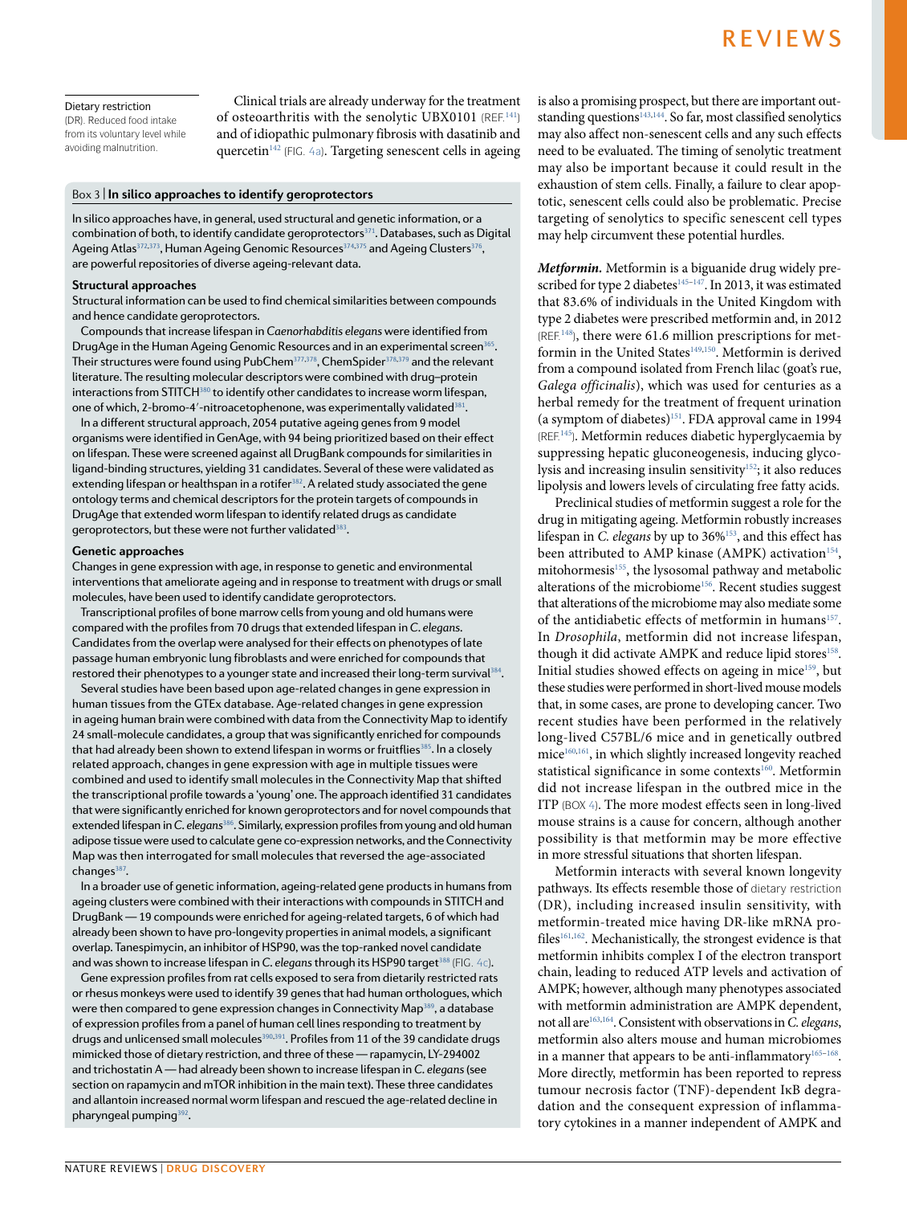**Dietary restriction**
(DR). Reduced food intake from its voluntary level while avoiding malnutrition.

Clinical trials are already underway for the treatment of osteoarthritis with the senolytic UBX0101 (REF.[141]) and of idiopathic pulmonary fibrosis with dasatinib and quercetin[142] (FIG. 4a). Targeting senescent cells in ageing is also a promising prospect, but there are important outstanding questions[143,144]. So far, most classified senolytics may also affect non-senescent cells and any such effects need to be evaluated. The timing of senolytic treatment may also be important because it could result in the exhaustion of stem cells. Finally, a failure to clear apoptotic, senescent cells could also be problematic. Precise targeting of senolytics to specific senescent cell types may help circumvent these potential hurdles.

### Box 3 | In silico approaches to identify geroprotectors

In silico approaches have, in general, used structural and genetic information, or a combination of both, to identify candidate geroprotectors[371]. Databases, such as Digital Ageing Atlas[372,373], Human Ageing Genomic Resources[374,375] and Ageing Clusters[376], are powerful repositories of diverse ageing-relevant data.

#### Structural approaches

Structural information can be used to find chemical similarities between compounds and hence candidate geroprotectors.

Compounds that increase lifespan in *Caenorhabditis elegans* were identified from DrugAge in the Human Ageing Genomic Resources and in an experimental screen[365]. Their structures were found using PubChem[377,378], ChemSpider[378,379] and the relevant literature. The resulting molecular descriptors were combined with drug–protein interactions from STITCH[380] to identify other candidates to increase worm lifespan, one of which, 2-bromo-4′-nitroacetophenone, was experimentally validated[381].

In a different structural approach, 2054 putative ageing genes from 9 model organisms were identified in GenAge, with 94 being prioritized based on their effect on lifespan. These were screened against all DrugBank compounds for similarities in ligand-binding structures, yielding 31 candidates. Several of these were validated as extending lifespan or healthspan in a rotifer[382]. A related study associated the gene ontology terms and chemical descriptors for the protein targets of compounds in DrugAge that extended worm lifespan to identify related drugs as candidate geroprotectors, but these were not further validated[383].

#### Genetic approaches

Changes in gene expression with age, in response to genetic and environmental interventions that ameliorate ageing and in response to treatment with drugs or small molecules, have been used to identify candidate geroprotectors.

Transcriptional profiles of bone marrow cells from young and old humans were compared with the profiles from 70 drugs that extended lifespan in *C. elegans*. Candidates from the overlap were analysed for their effects on phenotypes of late passage human embryonic lung fibroblasts and were enriched for compounds that restored their phenotypes to a younger state and increased their long-term survival[384].

Several studies have been based upon age-related changes in gene expression in human tissues from the GTEx database. Age-related changes in gene expression in ageing human brain were combined with data from the Connectivity Map to identify 24 small-molecule candidates, a group that was significantly enriched for compounds that had already been shown to extend lifespan in worms or fruitflies[385]. In a closely related approach, changes in gene expression with age in multiple tissues were combined and used to identify small molecules in the Connectivity Map that shifted the transcriptional profile towards a 'young' one. The approach identified 31 candidates that were significantly enriched for known geroprotectors and for novel compounds that extended lifespan in *C. elegans*[386]. Similarly, expression profiles from young and old human adipose tissue were used to calculate gene co-expression networks, and the Connectivity Map was then interrogated for small molecules that reversed the age-associated changes[387].

In a broader use of genetic information, ageing-related gene products in humans from ageing clusters were combined with their interactions with compounds in STITCH and DrugBank — 19 compounds were enriched for ageing-related targets, 6 of which had already been shown to have pro-longevity properties in animal models, a significant overlap. Tanespimycin, an inhibitor of HSP90, was the top-ranked novel candidate and was shown to increase lifespan in *C. elegans* through its HSP90 target[388] (FIG. 4c).

Gene expression profiles from rat cells exposed to sera from dietarily restricted rats or rhesus monkeys were used to identify 39 genes that had human orthologues, which were then compared to gene expression changes in Connectivity Map[389], a database of expression profiles from a panel of human cell lines responding to treatment by drugs and unlicensed small molecules[390,391]. Profiles from 11 of the 39 candidate drugs mimicked those of dietary restriction, and three of these — rapamycin, LY-294002 and trichostatin A — had already been shown to increase lifespan in *C. elegans* (see section on rapamycin and mTOR inhibition in the main text). These three candidates and allantoin increased normal worm lifespan and rescued the age-related decline in pharyngeal pumping[392].

***Metformin.*** Metformin is a biguanide drug widely prescribed for type 2 diabetes[145–147]. In 2013, it was estimated that 83.6% of individuals in the United Kingdom with type 2 diabetes were prescribed metformin and, in 2012 (REF.[148]), there were 61.6 million prescriptions for metformin in the United States[149,150]. Metformin is derived from a compound isolated from French lilac (goat's rue, *Galega officinalis*), which was used for centuries as a herbal remedy for the treatment of frequent urination (a symptom of diabetes)[151]. FDA approval came in 1994 (REF.[145]). Metformin reduces diabetic hyperglycaemia by suppressing hepatic gluconeogenesis, inducing glycolysis and increasing insulin sensitivity[152]; it also reduces lipolysis and lowers levels of circulating free fatty acids.

Preclinical studies of metformin suggest a role for the drug in mitigating ageing. Metformin robustly increases lifespan in *C. elegans* by up to 36%[153], and this effect has been attributed to AMP kinase (AMPK) activation[154], mitohormesis[155], the lysosomal pathway and metabolic alterations of the microbiome[156]. Recent studies suggest that alterations of the microbiome may also mediate some of the antidiabetic effects of metformin in humans[157]. In *Drosophila*, metformin did not increase lifespan, though it did activate AMPK and reduce lipid stores[158]. Initial studies showed effects on ageing in mice[159], but these studies were performed in short-lived mouse models that, in some cases, are prone to developing cancer. Two recent studies have been performed in the relatively long-lived C57BL/6 mice and in genetically outbred mice[160,161], in which slightly increased longevity reached statistical significance in some contexts[160]. Metformin did not increase lifespan in the outbred mice in the ITP (BOX 4). The more modest effects seen in long-lived mouse strains is a cause for concern, although another possibility is that metformin may be more effective in more stressful situations that shorten lifespan.

Metformin interacts with several known longevity pathways. Its effects resemble those of dietary restriction (DR), including increased insulin sensitivity, with metformin-treated mice having DR-like mRNA profiles[161,162]. Mechanistically, the strongest evidence is that metformin inhibits complex I of the electron transport chain, leading to reduced ATP levels and activation of AMPK; however, although many phenotypes associated with metformin administration are AMPK dependent, not all are[163,164]. Consistent with observations in *C. elegans*, metformin also alters mouse and human microbiomes in a manner that appears to be anti-inflammatory[165–168]. More directly, metformin has been reported to repress tumour necrosis factor (TNF)-dependent IκB degradation and the consequent expression of inflammatory cytokines in a manner independent of AMPK and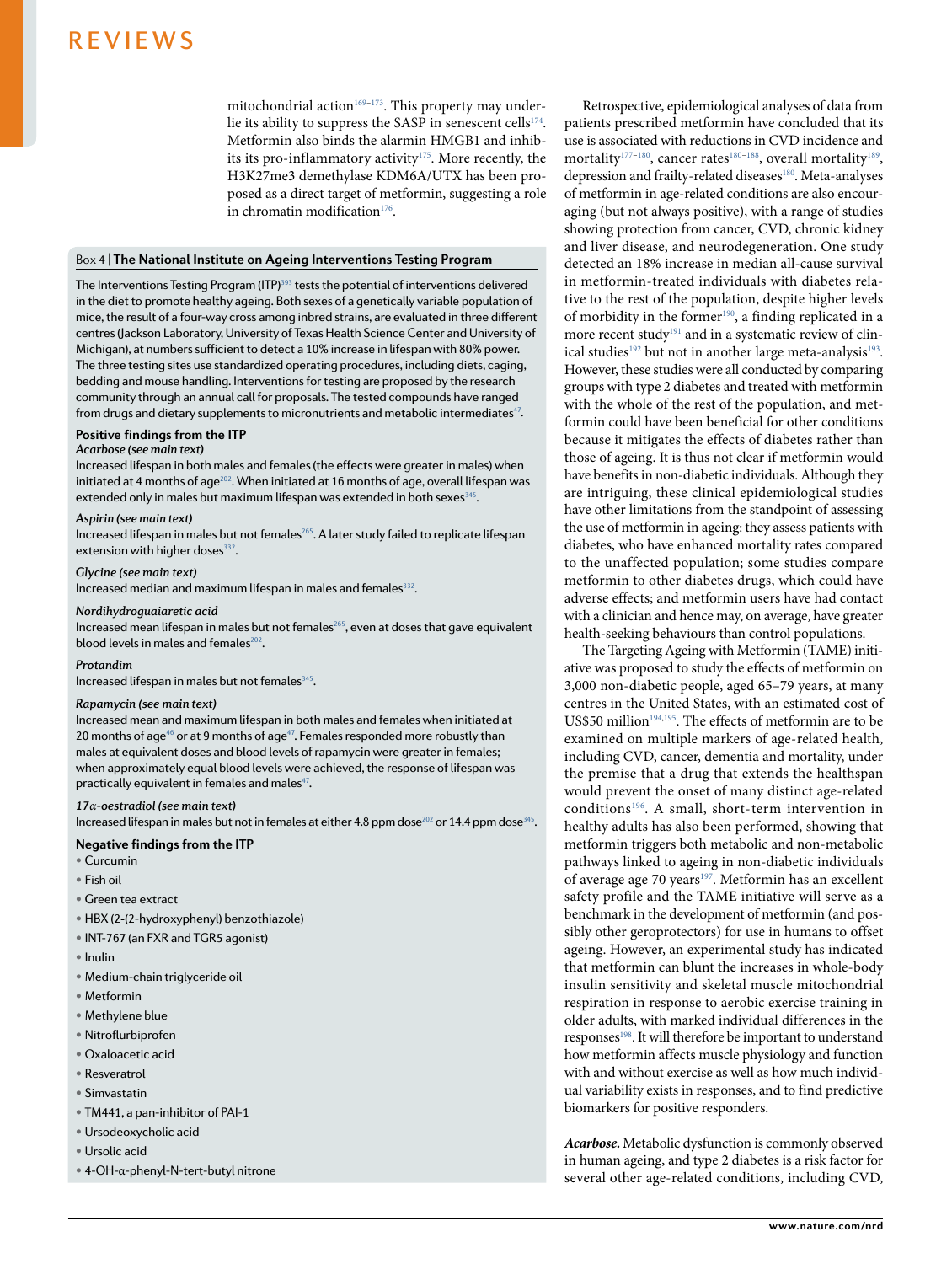mitochondrial action[169–173]. This property may underlie its ability to suppress the SASP in senescent cells[174]. Metformin also binds the alarmin HMGB1 and inhibits its pro-inflammatory activity[175]. More recently, the H3K27me3 demethylase KDM6A/UTX has been proposed as a direct target of metformin, suggesting a role in chromatin modification[176].

> **Box 4 | The National Institute on Ageing Interventions Testing Program**
>
> The Interventions Testing Program (ITP)[393] tests the potential of interventions delivered in the diet to promote healthy ageing. Both sexes of a genetically variable population of mice, the result of a four-way cross among inbred strains, are evaluated in three different centres (Jackson Laboratory, University of Texas Health Science Center and University of Michigan), at numbers sufficient to detect a 10% increase in lifespan with 80% power. The three testing sites use standardized operating procedures, including diets, caging, bedding and mouse handling. Interventions for testing are proposed by the research community through an annual call for proposals. The tested compounds have ranged from drugs and dietary supplements to micronutrients and metabolic intermediates[47].
>
> **Positive findings from the ITP**
>
> *Acarbose (see main text)*
>
> Increased lifespan in both males and females (the effects were greater in males) when initiated at 4 months of age[202]. When initiated at 16 months of age, overall lifespan was extended only in males but maximum lifespan was extended in both sexes[345].
>
> *Aspirin (see main text)*
>
> Increased lifespan in males but not females[265]. A later study failed to replicate lifespan extension with higher doses[332].
>
> *Glycine (see main text)*
>
> Increased median and maximum lifespan in males and females[332].
>
> *Nordihydroguaiaretic acid*
>
> Increased mean lifespan in males but not females[265], even at doses that gave equivalent blood levels in males and females[202].
>
> *Protandim*
>
> Increased lifespan in males but not females[345].
>
> *Rapamycin (see main text)*
>
> Increased mean and maximum lifespan in both males and females when initiated at 20 months of age[46] or at 9 months of age[47]. Females responded more robustly than males at equivalent doses and blood levels of rapamycin were greater in females; when approximately equal blood levels were achieved, the response of lifespan was practically equivalent in females and males[47].
>
> *17α-oestradiol (see main text)*
>
> Increased lifespan in males but not in females at either 4.8 ppm dose[202] or 14.4 ppm dose[345].
>
> **Negative findings from the ITP**
>
> - Curcumin
> - Fish oil
> - Green tea extract
> - HBX (2-(2-hydroxyphenyl) benzothiazole)
> - INT-767 (an FXR and TGR5 agonist)
> - Inulin
> - Medium-chain triglyceride oil
> - Metformin
> - Methylene blue
> - Nitroflurbiprofen
> - Oxaloacetic acid
> - Resveratrol
> - Simvastatin
> - TM441, a pan-inhibitor of PAI-1
> - Ursodeoxycholic acid
> - Ursolic acid
> - 4-OH-α-phenyl-N-tert-butyl nitrone

Retrospective, epidemiological analyses of data from patients prescribed metformin have concluded that its use is associated with reductions in CVD incidence and mortality[177–180], cancer rates[180–188], overall mortality[189], depression and frailty-related diseases[180]. Meta-analyses of metformin in age-related conditions are also encouraging (but not always positive), with a range of studies showing protection from cancer, CVD, chronic kidney and liver disease, and neurodegeneration. One study detected an 18% increase in median all-cause survival in metformin-treated individuals with diabetes relative to the rest of the population, despite higher levels of morbidity in the former[190], a finding replicated in a more recent study[191] and in a systematic review of clinical studies[192] but not in another large meta-analysis[193]. However, these studies were all conducted by comparing groups with type 2 diabetes and treated with metformin with the whole of the rest of the population, and metformin could have been beneficial for other conditions because it mitigates the effects of diabetes rather than those of ageing. It is thus not clear if metformin would have benefits in non-diabetic individuals. Although they are intriguing, these clinical epidemiological studies have other limitations from the standpoint of assessing the use of metformin in ageing: they assess patients with diabetes, who have enhanced mortality rates compared to the unaffected population; some studies compare metformin to other diabetes drugs, which could have adverse effects; and metformin users have had contact with a clinician and hence may, on average, have greater health-seeking behaviours than control populations.

The Targeting Ageing with Metformin (TAME) initiative was proposed to study the effects of metformin on 3,000 non-diabetic people, aged 65–79 years, at many centres in the United States, with an estimated cost of US$50 million[194,195]. The effects of metformin are to be examined on multiple markers of age-related health, including CVD, cancer, dementia and mortality, under the premise that a drug that extends the healthspan would prevent the onset of many distinct age-related conditions[196]. A small, short-term intervention in healthy adults has also been performed, showing that metformin triggers both metabolic and non-metabolic pathways linked to ageing in non-diabetic individuals of average age 70 years[197]. Metformin has an excellent safety profile and the TAME initiative will serve as a benchmark in the development of metformin (and possibly other geroprotectors) for use in humans to offset ageing. However, an experimental study has indicated that metformin can blunt the increases in whole-body insulin sensitivity and skeletal muscle mitochondrial respiration in response to aerobic exercise training in older adults, with marked individual differences in the responses[198]. It will therefore be important to understand how metformin affects muscle physiology and function with and without exercise as well as how much individual variability exists in responses, and to find predictive biomarkers for positive responders.

***Acarbose.*** Metabolic dysfunction is commonly observed in human ageing, and type 2 diabetes is a risk factor for several other age-related conditions, including CVD,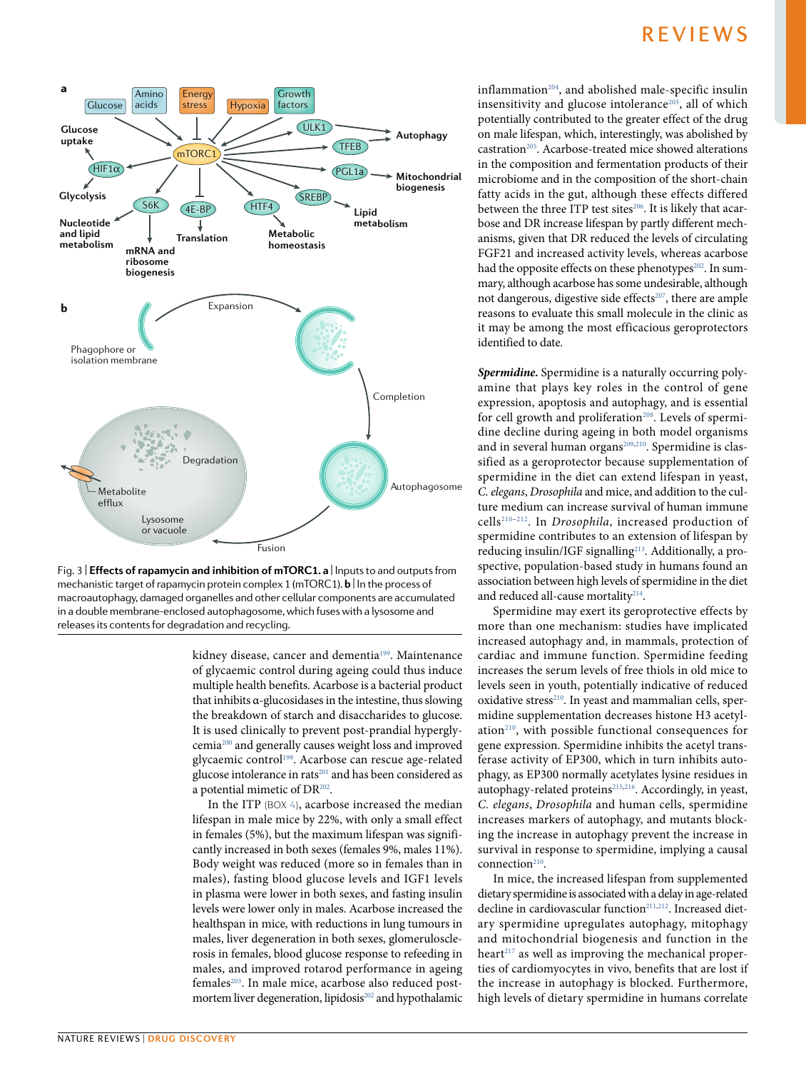Fig. 3 | **Effects of rapamycin and inhibition of mTORC1. a** | Inputs to and outputs from mechanistic target of rapamycin protein complex 1 (mTORC1). **b** | In the process of macroautophagy, damaged organelles and other cellular components are accumulated in a double membrane-enclosed autophagosome, which fuses with a lysosome and releases its contents for degradation and recycling.

kidney disease, cancer and dementia[199]. Maintenance of glycaemic control during ageing could thus induce multiple health benefits. Acarbose is a bacterial product that inhibits α-glucosidases in the intestine, thus slowing the breakdown of starch and disaccharides to glucose. It is used clinically to prevent post-prandial hyperglycemia[200] and generally causes weight loss and improved glycaemic control[199]. Acarbose can rescue age-related glucose intolerance in rats[201] and has been considered as a potential mimetic of DR[202].

In the ITP (BOX 4), acarbose increased the median lifespan in male mice by 22%, with only a small effect in females (5%), but the maximum lifespan was significantly increased in both sexes (females 9%, males 11%). Body weight was reduced (more so in females than in males), fasting blood glucose levels and IGF1 levels in plasma were lower in both sexes, and fasting insulin levels were lower only in males. Acarbose increased the healthspan in mice, with reductions in lung tumours in males, liver degeneration in both sexes, glomerulosclerosis in females, blood glucose response to refeeding in males, and improved rotarod performance in ageing females[203]. In male mice, acarbose also reduced post-mortem liver degeneration, lipidosis[202] and hypothalamic inflammation[204], and abolished male-specific insulin insensitivity and glucose intolerance[205], all of which potentially contributed to the greater effect of the drug on male lifespan, which, interestingly, was abolished by castration[205]. Acarbose-treated mice showed alterations in the composition and fermentation products of their microbiome and in the composition of the short-chain fatty acids in the gut, although these effects differed between the three ITP test sites[206]. It is likely that acarbose and DR increase lifespan by partly different mechanisms, given that DR reduced the levels of circulating FGF21 and increased activity levels, whereas acarbose had the opposite effects on these phenotypes[202]. In summary, although acarbose has some undesirable, although not dangerous, digestive side effects[207], there are ample reasons to evaluate this small molecule in the clinic as it may be among the most efficacious geroprotectors identified to date.

***Spermidine.*** Spermidine is a naturally occurring polyamine that plays key roles in the control of gene expression, apoptosis and autophagy, and is essential for cell growth and proliferation[208]. Levels of spermidine decline during ageing in both model organisms and in several human organs[209,210]. Spermidine is classified as a geroprotector because supplementation of spermidine in the diet can extend lifespan in yeast, *C. elegans*, *Drosophila* and mice, and addition to the culture medium can increase survival of human immune cells[210–212]. In *Drosophila*, increased production of spermidine contributes to an extension of lifespan by reducing insulin/IGF signalling[213]. Additionally, a prospective, population-based study in humans found an association between high levels of spermidine in the diet and reduced all-cause mortality[214].

Spermidine may exert its geroprotective effects by more than one mechanism: studies have implicated increased autophagy and, in mammals, protection of cardiac and immune function. Spermidine feeding increases the serum levels of free thiols in old mice to levels seen in youth, potentially indicative of reduced oxidative stress[210]. In yeast and mammalian cells, spermidine supplementation decreases histone H3 acetylation[210], with possible functional consequences for gene expression. Spermidine inhibits the acetyl transferase activity of EP300, which in turn inhibits autophagy, as EP300 normally acetylates lysine residues in autophagy-related proteins[215,216]. Accordingly, in yeast, *C. elegans*, *Drosophila* and human cells, spermidine increases markers of autophagy, and mutants blocking the increase in autophagy prevent the increase in survival in response to spermidine, implying a causal connection[210].

In mice, the increased lifespan from supplemented dietary spermidine is associated with a delay in age-related decline in cardiovascular function[211,212]. Increased dietary spermidine upregulates autophagy, mitophagy and mitochondrial biogenesis and function in the heart[217] as well as improving the mechanical properties of cardiomyocytes in vivo, benefits that are lost if the increase in autophagy is blocked. Furthermore, high levels of dietary spermidine in humans correlate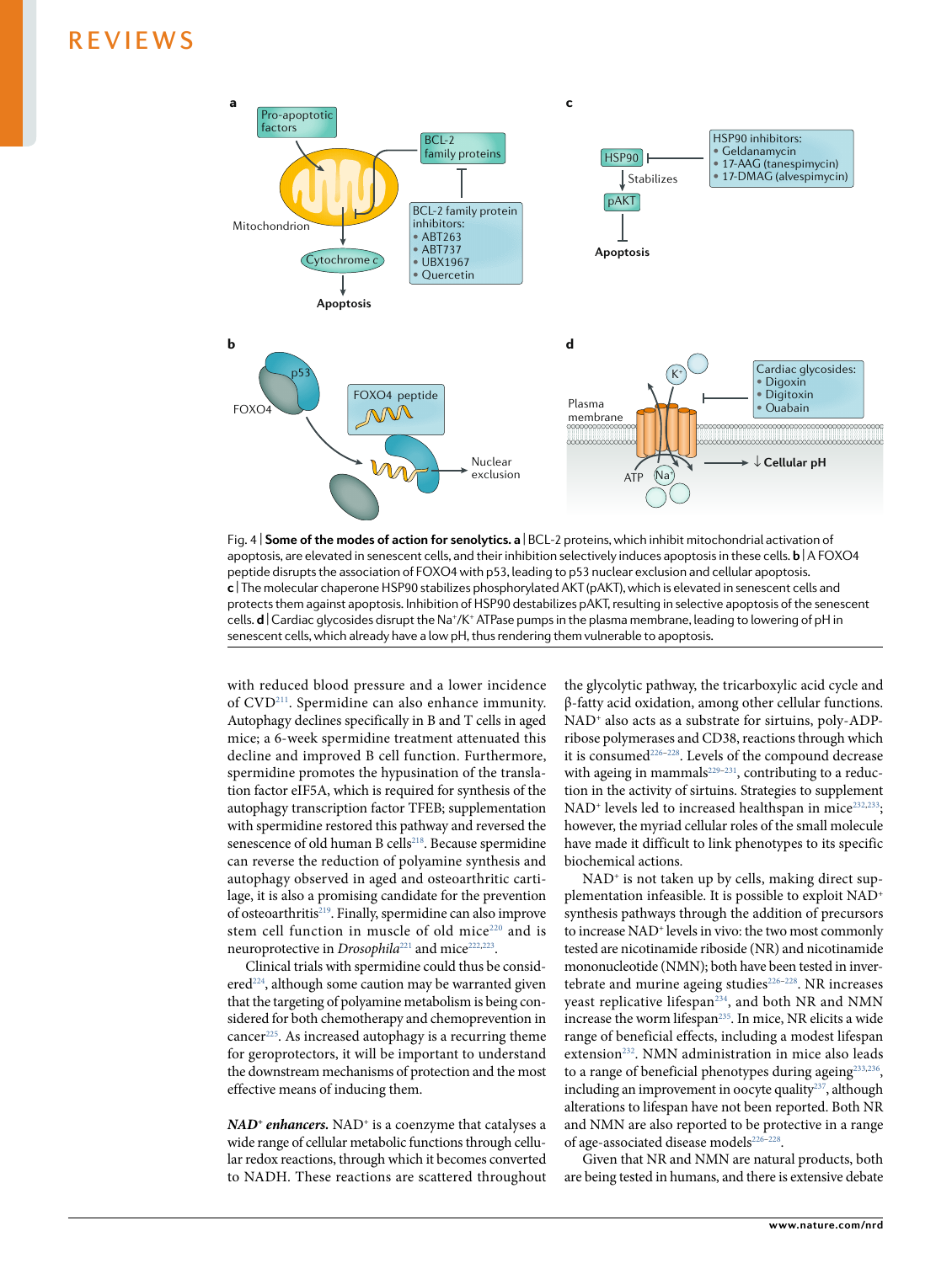Fig. 4 | **Some of the modes of action for senolytics. a** | BCL-2 proteins, which inhibit mitochondrial activation of apoptosis, are elevated in senescent cells, and their inhibition selectively induces apoptosis in these cells. **b** | A FOXO4 peptide disrupts the association of FOXO4 with p53, leading to p53 nuclear exclusion and cellular apoptosis. **c** | The molecular chaperone HSP90 stabilizes phosphorylated AKT (pAKT), which is elevated in senescent cells and protects them against apoptosis. Inhibition of HSP90 destabilizes pAKT, resulting in selective apoptosis of the senescent cells. **d** | Cardiac glycosides disrupt the $Na^+/K^+$ ATPase pumps in the plasma membrane, leading to lowering of pH in senescent cells, which already have a low pH, thus rendering them vulnerable to apoptosis.

with reduced blood pressure and a lower incidence of CVD[211]. Spermidine can also enhance immunity. Autophagy declines specifically in B and T cells in aged mice; a 6-week spermidine treatment attenuated this decline and improved B cell function. Furthermore, spermidine promotes the hypusination of the translation factor eIF5A, which is required for synthesis of the autophagy transcription factor TFEB; supplementation with spermidine restored this pathway and reversed the senescence of old human B cells[218]. Because spermidine can reverse the reduction of polyamine synthesis and autophagy observed in aged and osteoarthritic cartilage, it is also a promising candidate for the prevention of osteoarthritis[219]. Finally, spermidine can also improve stem cell function in muscle of old mice[220] and is neuroprotective in *Drosophila*[221] and mice[222,223].

Clinical trials with spermidine could thus be considered[224], although some caution may be warranted given that the targeting of polyamine metabolism is being considered for both chemotherapy and chemoprevention in cancer[225]. As increased autophagy is a recurring theme for geroprotectors, it will be important to understand the downstream mechanisms of protection and the most effective means of inducing them.

***NAD⁺ enhancers.*** $NAD^+$ is a coenzyme that catalyses a wide range of cellular metabolic functions through cellular redox reactions, through which it becomes converted to NADH. These reactions are scattered throughout the glycolytic pathway, the tricarboxylic acid cycle and β-fatty acid oxidation, among other cellular functions. $NAD^+$ also acts as a substrate for sirtuins, poly-ADP-ribose polymerases and CD38, reactions through which it is consumed[226–228]. Levels of the compound decrease with ageing in mammals[229–231], contributing to a reduction in the activity of sirtuins. Strategies to supplement $NAD^+$ levels led to increased healthspan in mice[232,233]; however, the myriad cellular roles of the small molecule have made it difficult to link phenotypes to its specific biochemical actions.

$NAD^+$ is not taken up by cells, making direct supplementation infeasible. It is possible to exploit $NAD^+$ synthesis pathways through the addition of precursors to increase $NAD^+$ levels in vivo: the two most commonly tested are nicotinamide riboside (NR) and nicotinamide mononucleotide (NMN); both have been tested in invertebrate and murine ageing studies[226–228]. NR increases yeast replicative lifespan[234], and both NR and NMN increase the worm lifespan[235]. In mice, NR elicits a wide range of beneficial effects, including a modest lifespan extension[232]. NMN administration in mice also leads to a range of beneficial phenotypes during ageing[233,236], including an improvement in oocyte quality[237], although alterations to lifespan have not been reported. Both NR and NMN are also reported to be protective in a range of age-associated disease models[226–228].

Given that NR and NMN are natural products, both are being tested in humans, and there is extensive debate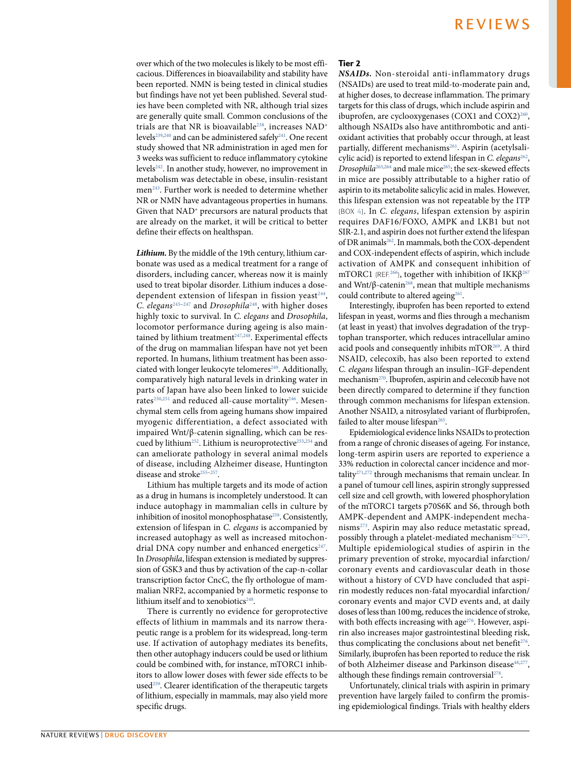over which of the two molecules is likely to be most efficacious. Differences in bioavailability and stability have been reported. NMN is being tested in clinical studies but findings have not yet been published. Several studies have been completed with NR, although trial sizes are generally quite small. Common conclusions of the trials are that NR is bioavailable[238], increases NAD+ levels[239,240] and can be administered safely[241]. One recent study showed that NR administration in aged men for 3 weeks was sufficient to reduce inflammatory cytokine levels[242]. In another study, however, no improvement in metabolism was detectable in obese, insulin-resistant men[243]. Further work is needed to determine whether NR or NMN have advantageous properties in humans. Given that NAD+ precursors are natural products that are already on the market, it will be critical to better define their effects on healthspan.

***Lithium.*** By the middle of the 19th century, lithium carbonate was used as a medical treatment for a range of disorders, including cancer, whereas now it is mainly used to treat bipolar disorder. Lithium induces a dose-dependent extension of lifespan in fission yeast[244], *C. elegans*[245–247] and *Drosophila*[248], with higher doses highly toxic to survival. In *C. elegans* and *Drosophila*, locomotor performance during ageing is also maintained by lithium treatment[247,248]. Experimental effects of the drug on mammalian lifespan have not yet been reported. In humans, lithium treatment has been associated with longer leukocyte telomeres[249]. Additionally, comparatively high natural levels in drinking water in parts of Japan have also been linked to lower suicide rates[250,251] and reduced all-cause mortality[246]. Mesenchymal stem cells from ageing humans show impaired myogenic differentiation, a defect associated with impaired Wnt/β-catenin signalling, which can be rescued by lithium[252]. Lithium is neuroprotective[253,254] and can ameliorate pathology in several animal models of disease, including Alzheimer disease, Huntington disease and stroke[255–257].

Lithium has multiple targets and its mode of action as a drug in humans is incompletely understood. It can induce autophagy in mammalian cells in culture by inhibition of inositol monophosphatase[258]. Consistently, extension of lifespan in *C. elegans* is accompanied by increased autophagy as well as increased mitochondrial DNA copy number and enhanced energetics[247]. In *Drosophila*, lifespan extension is mediated by suppression of GSK3 and thus by activation of the cap-n-collar transcription factor CncC, the fly orthologue of mammalian NRF2, accompanied by a hormetic response to lithium itself and to xenobiotics[248].

There is currently no evidence for geroprotective effects of lithium in mammals and its narrow therapeutic range is a problem for its widespread, long-term use. If activation of autophagy mediates its benefits, then other autophagy inducers could be used or lithium could be combined with, for instance, mTORC1 inhibitors to allow lower doses with fewer side effects to be used[259]. Clearer identification of the therapeutic targets of lithium, especially in mammals, may also yield more specific drugs.

### Tier 2

***NSAIDs.*** Non-steroidal anti-inflammatory drugs (NSAIDs) are used to treat mild-to-moderate pain and, at higher doses, to decrease inflammation. The primary targets for this class of drugs, which include aspirin and ibuprofen, are cyclooxygenases (COX1 and COX2)[260], although NSAIDs also have antithrombotic and antioxidant activities that probably occur through, at least partially, different mechanisms[261]. Aspirin (acetylsalicylic acid) is reported to extend lifespan in *C. elegans*[262], *Drosophila*[263,264] and male mice[265]; the sex-skewed effects in mice are possibly attributable to a higher ratio of aspirin to its metabolite salicylic acid in males. However, this lifespan extension was not repeatable by the ITP (BOX 4). In *C. elegans*, lifespan extension by aspirin requires DAF16/FOXO, AMPK and LKB1 but not SIR-2.1, and aspirin does not further extend the lifespan of DR animals[262]. In mammals, both the COX-dependent and COX-independent effects of aspirin, which include activation of AMPK and consequent inhibition of mTORC1 (REF.[266]), together with inhibition of IKKβ[267] and Wnt/β-catenin[268], mean that multiple mechanisms could contribute to altered ageing[261].

Interestingly, ibuprofen has been reported to extend lifespan in yeast, worms and flies through a mechanism (at least in yeast) that involves degradation of the tryptophan transporter, which reduces intracellular amino acid pools and consequently inhibits mTOR[269]. A third NSAID, celecoxib, has also been reported to extend *C. elegans* lifespan through an insulin–IGF-dependent mechanism[270]. Ibuprofen, aspirin and celecoxib have not been directly compared to determine if they function through common mechanisms for lifespan extension. Another NSAID, a nitrosylated variant of flurbiprofen, failed to alter mouse lifespan[265].

Epidemiological evidence links NSAIDs to protection from a range of chronic diseases of ageing. For instance, long-term aspirin users are reported to experience a 33% reduction in colorectal cancer incidence and mortality[271,272] through mechanisms that remain unclear. In a panel of tumour cell lines, aspirin strongly suppressed cell size and cell growth, with lowered phosphorylation of the mTORC1 targets p70S6K and S6, through both AMPK-dependent and AMPK-independent mechanisms[273]. Aspirin may also reduce metastatic spread, possibly through a platelet-mediated mechanism[274,275]. Multiple epidemiological studies of aspirin in the primary prevention of stroke, myocardial infarction/coronary events and cardiovascular death in those without a history of CVD have concluded that aspirin modestly reduces non-fatal myocardial infarction/coronary events and major CVD events and, at daily doses of less than 100 mg, reduces the incidence of stroke, with both effects increasing with age[276]. However, aspirin also increases major gastrointestinal bleeding risk, thus complicating the conclusions about net benefit[276]. Similarly, ibuprofen has been reported to reduce the risk of both Alzheimer disease and Parkinson disease[48,277], although these findings remain controversial[278].

Unfortunately, clinical trials with aspirin in primary prevention have largely failed to confirm the promising epidemiological findings. Trials with healthy elders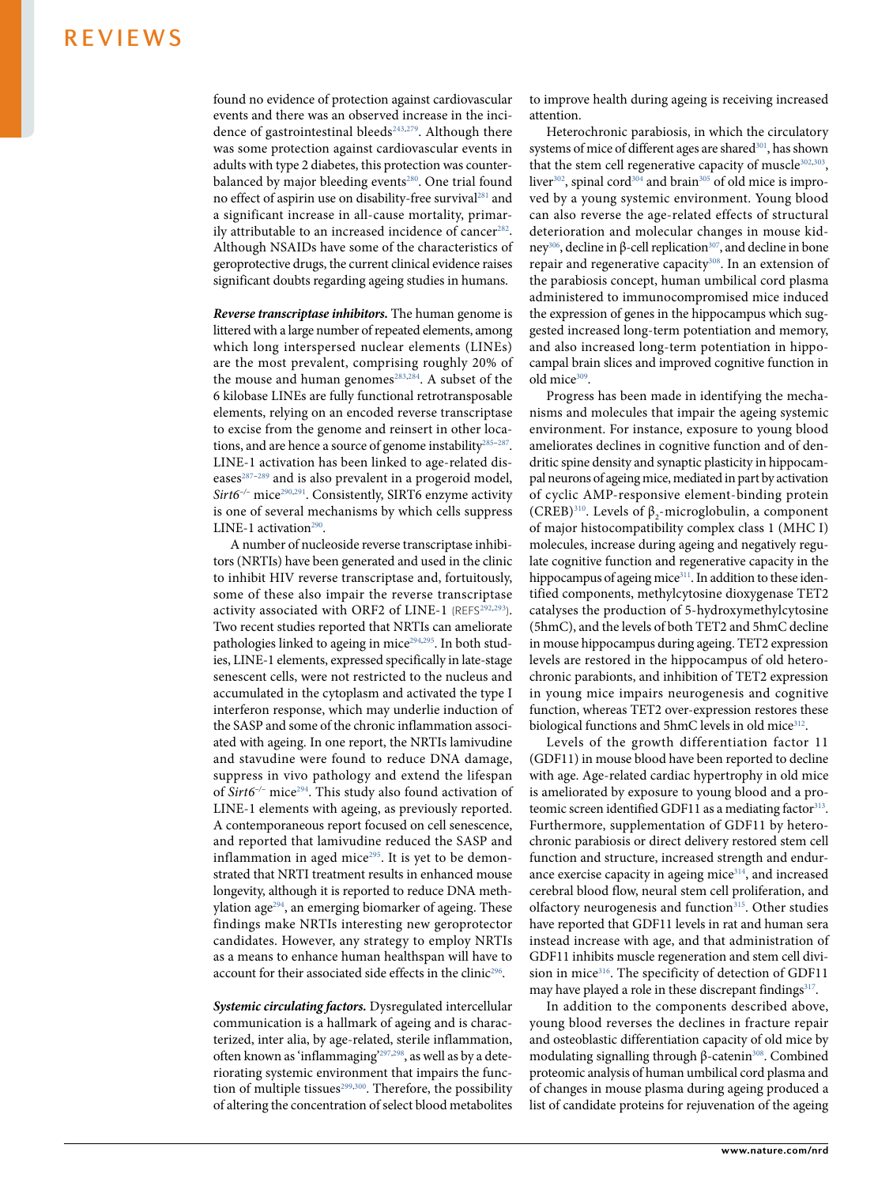found no evidence of protection against cardiovascular events and there was an observed increase in the incidence of gastrointestinal bleeds[243,279]. Although there was some protection against cardiovascular events in adults with type 2 diabetes, this protection was counterbalanced by major bleeding events[280]. One trial found no effect of aspirin use on disability-free survival[281] and a significant increase in all-cause mortality, primarily attributable to an increased incidence of cancer[282]. Although NSAIDs have some of the characteristics of geroprotective drugs, the current clinical evidence raises significant doubts regarding ageing studies in humans.

***Reverse transcriptase inhibitors.*** The human genome is littered with a large number of repeated elements, among which long interspersed nuclear elements (LINEs) are the most prevalent, comprising roughly 20% of the mouse and human genomes[283,284]. A subset of the 6 kilobase LINEs are fully functional retrotransposable elements, relying on an encoded reverse transcriptase to excise from the genome and reinsert in other locations, and are hence a source of genome instability[285–287]. LINE-1 activation has been linked to age-related diseases[287–289] and is also prevalent in a progeroid model, *Sirt6*$^{-/-}$ mice[290,291]. Consistently, SIRT6 enzyme activity is one of several mechanisms by which cells suppress LINE-1 activation[290].

A number of nucleoside reverse transcriptase inhibitors (NRTIs) have been generated and used in the clinic to inhibit HIV reverse transcriptase and, fortuitously, some of these also impair the reverse transcriptase activity associated with ORF2 of LINE-1 (REFS[292,293]). Two recent studies reported that NRTIs can ameliorate pathologies linked to ageing in mice[294,295]. In both studies, LINE-1 elements, expressed specifically in late-stage senescent cells, were not restricted to the nucleus and accumulated in the cytoplasm and activated the type I interferon response, which may underlie induction of the SASP and some of the chronic inflammation associated with ageing. In one report, the NRTIs lamivudine and stavudine were found to reduce DNA damage, suppress in vivo pathology and extend the lifespan of *Sirt6*$^{-/-}$ mice[294]. This study also found activation of LINE-1 elements with ageing, as previously reported. A contemporaneous report focused on cell senescence, and reported that lamivudine reduced the SASP and inflammation in aged mice[295]. It is yet to be demonstrated that NRTI treatment results in enhanced mouse longevity, although it is reported to reduce DNA methylation age[294], an emerging biomarker of ageing. These findings make NRTIs interesting new geroprotector candidates. However, any strategy to employ NRTIs as a means to enhance human healthspan will have to account for their associated side effects in the clinic[296].

***Systemic circulating factors.*** Dysregulated intercellular communication is a hallmark of ageing and is characterized, inter alia, by age-related, sterile inflammation, often known as 'inflammaging'[297,298], as well as by a deteriorating systemic environment that impairs the function of multiple tissues[299,300]. Therefore, the possibility of altering the concentration of select blood metabolites to improve health during ageing is receiving increased attention.

Heterochronic parabiosis, in which the circulatory systems of mice of different ages are shared[301], has shown that the stem cell regenerative capacity of muscle[302,303], liver[302], spinal cord[304] and brain[305] of old mice is improved by a young systemic environment. Young blood can also reverse the age-related effects of structural deterioration and molecular changes in mouse kidney[306], decline in β-cell replication[307], and decline in bone repair and regenerative capacity[308]. In an extension of the parabiosis concept, human umbilical cord plasma administered to immunocompromised mice induced the expression of genes in the hippocampus which suggested increased long-term potentiation and memory, and also increased long-term potentiation in hippocampal brain slices and improved cognitive function in old mice[309].

Progress has been made in identifying the mechanisms and molecules that impair the ageing systemic environment. For instance, exposure to young blood ameliorates declines in cognitive function and of dendritic spine density and synaptic plasticity in hippocampal neurons of ageing mice, mediated in part by activation of cyclic AMP-responsive element-binding protein (CREB)[310]. Levels of $\beta_2$-microglobulin, a component of major histocompatibility complex class 1 (MHC I) molecules, increase during ageing and negatively regulate cognitive function and regenerative capacity in the hippocampus of ageing mice[311]. In addition to these identified components, methylcytosine dioxygenase TET2 catalyses the production of 5-hydroxymethylcytosine (5hmC), and the levels of both TET2 and 5hmC decline in mouse hippocampus during ageing. TET2 expression levels are restored in the hippocampus of old heterochronic parabionts, and inhibition of TET2 expression in young mice impairs neurogenesis and cognitive function, whereas TET2 over-expression restores these biological functions and 5hmC levels in old mice[312].

Levels of the growth differentiation factor 11 (GDF11) in mouse blood have been reported to decline with age. Age-related cardiac hypertrophy in old mice is ameliorated by exposure to young blood and a proteomic screen identified GDF11 as a mediating factor[313]. Furthermore, supplementation of GDF11 by heterochronic parabiosis or direct delivery restored stem cell function and structure, increased strength and endurance exercise capacity in ageing mice[314], and increased cerebral blood flow, neural stem cell proliferation, and olfactory neurogenesis and function[315]. Other studies have reported that GDF11 levels in rat and human sera instead increase with age, and that administration of GDF11 inhibits muscle regeneration and stem cell division in mice[316]. The specificity of detection of GDF11 may have played a role in these discrepant findings[317].

In addition to the components described above, young blood reverses the declines in fracture repair and osteoblastic differentiation capacity of old mice by modulating signalling through β-catenin[308]. Combined proteomic analysis of human umbilical cord plasma and of changes in mouse plasma during ageing produced a list of candidate proteins for rejuvenation of the ageing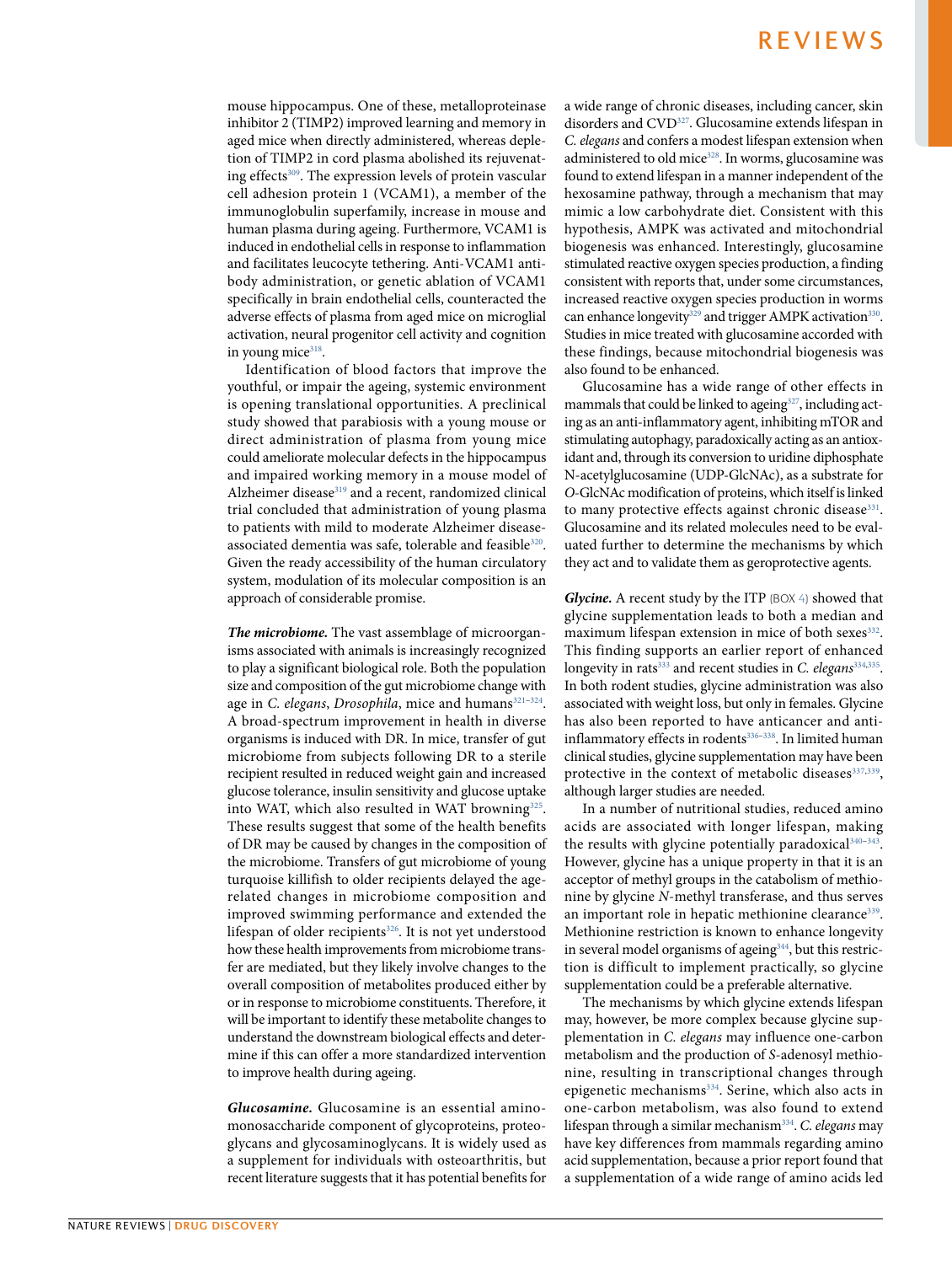mouse hippocampus. One of these, metalloproteinase inhibitor 2 (TIMP2) improved learning and memory in aged mice when directly administered, whereas depletion of TIMP2 in cord plasma abolished its rejuvenating effects[309]. The expression levels of protein vascular cell adhesion protein 1 (VCAM1), a member of the immunoglobulin superfamily, increase in mouse and human plasma during ageing. Furthermore, VCAM1 is induced in endothelial cells in response to inflammation and facilitates leucocyte tethering. Anti-VCAM1 antibody administration, or genetic ablation of VCAM1 specifically in brain endothelial cells, counteracted the adverse effects of plasma from aged mice on microglial activation, neural progenitor cell activity and cognition in young mice[318].

Identification of blood factors that improve the youthful, or impair the ageing, systemic environment is opening translational opportunities. A preclinical study showed that parabiosis with a young mouse or direct administration of plasma from young mice could ameliorate molecular defects in the hippocampus and impaired working memory in a mouse model of Alzheimer disease[319] and a recent, randomized clinical trial concluded that administration of young plasma to patients with mild to moderate Alzheimer disease-associated dementia was safe, tolerable and feasible[320]. Given the ready accessibility of the human circulatory system, modulation of its molecular composition is an approach of considerable promise.

***The microbiome.*** The vast assemblage of microorganisms associated with animals is increasingly recognized to play a significant biological role. Both the population size and composition of the gut microbiome change with age in *C. elegans*, *Drosophila*, mice and humans[321–324]. A broad-spectrum improvement in health in diverse organisms is induced with DR. In mice, transfer of gut microbiome from subjects following DR to a sterile recipient resulted in reduced weight gain and increased glucose tolerance, insulin sensitivity and glucose uptake into WAT, which also resulted in WAT browning[325]. These results suggest that some of the health benefits of DR may be caused by changes in the composition of the microbiome. Transfers of gut microbiome of young turquoise killifish to older recipients delayed the age-related changes in microbiome composition and improved swimming performance and extended the lifespan of older recipients[326]. It is not yet understood how these health improvements from microbiome transfer are mediated, but they likely involve changes to the overall composition of metabolites produced either by or in response to microbiome constituents. Therefore, it will be important to identify these metabolite changes to understand the downstream biological effects and determine if this can offer a more standardized intervention to improve health during ageing.

***Glucosamine.*** Glucosamine is an essential aminomonosaccharide component of glycoproteins, proteoglycans and glycosaminoglycans. It is widely used as a supplement for individuals with osteoarthritis, but recent literature suggests that it has potential benefits for a wide range of chronic diseases, including cancer, skin disorders and CVD[327]. Glucosamine extends lifespan in *C. elegans* and confers a modest lifespan extension when administered to old mice[328]. In worms, glucosamine was found to extend lifespan in a manner independent of the hexosamine pathway, through a mechanism that may mimic a low carbohydrate diet. Consistent with this hypothesis, AMPK was activated and mitochondrial biogenesis was enhanced. Interestingly, glucosamine stimulated reactive oxygen species production, a finding consistent with reports that, under some circumstances, increased reactive oxygen species production in worms can enhance longevity[329] and trigger AMPK activation[330]. Studies in mice treated with glucosamine accorded with these findings, because mitochondrial biogenesis was also found to be enhanced.

Glucosamine has a wide range of other effects in mammals that could be linked to ageing[327], including acting as an anti-inflammatory agent, inhibiting mTOR and stimulating autophagy, paradoxically acting as an antioxidant and, through its conversion to uridine diphosphate N-acetylglucosamine (UDP-GlcNAc), as a substrate for *O*-GlcNAc modification of proteins, which itself is linked to many protective effects against chronic disease[331]. Glucosamine and its related molecules need to be evaluated further to determine the mechanisms by which they act and to validate them as geroprotective agents.

***Glycine.*** A recent study by the ITP (BOX 4) showed that glycine supplementation leads to both a median and maximum lifespan extension in mice of both sexes[332]. This finding supports an earlier report of enhanced longevity in rats[333] and recent studies in *C. elegans*[334,335]. In both rodent studies, glycine administration was also associated with weight loss, but only in females. Glycine has also been reported to have anticancer and anti-inflammatory effects in rodents[336–338]. In limited human clinical studies, glycine supplementation may have been protective in the context of metabolic diseases[337,339], although larger studies are needed.

In a number of nutritional studies, reduced amino acids are associated with longer lifespan, making the results with glycine potentially paradoxical[340–343]. However, glycine has a unique property in that it is an acceptor of methyl groups in the catabolism of methionine by glycine *N*-methyl transferase, and thus serves an important role in hepatic methionine clearance[339]. Methionine restriction is known to enhance longevity in several model organisms of ageing[344], but this restriction is difficult to implement practically, so glycine supplementation could be a preferable alternative.

The mechanisms by which glycine extends lifespan may, however, be more complex because glycine supplementation in *C. elegans* may influence one-carbon metabolism and the production of *S*-adenosyl methionine, resulting in transcriptional changes through epigenetic mechanisms[334]. Serine, which also acts in one-carbon metabolism, was also found to extend lifespan through a similar mechanism[334]. *C. elegans* may have key differences from mammals regarding amino acid supplementation, because a prior report found that a supplementation of a wide range of amino acids led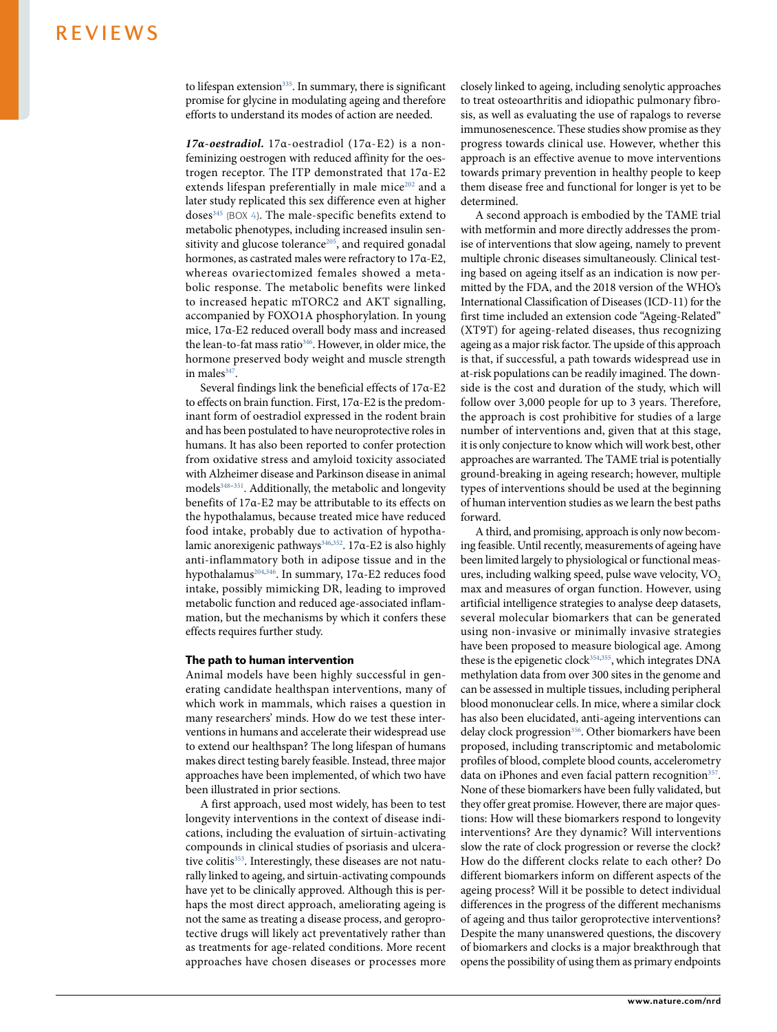to lifespan extension[335]. In summary, there is significant promise for glycine in modulating ageing and therefore efforts to understand its modes of action are needed.

***17α-oestradiol.*** 17α-oestradiol (17α-E2) is a non-feminizing oestrogen with reduced affinity for the oestrogen receptor. The ITP demonstrated that 17α-E2 extends lifespan preferentially in male mice[202] and a later study replicated this sex difference even at higher doses[345] (BOX 4). The male-specific benefits extend to metabolic phenotypes, including increased insulin sensitivity and glucose tolerance[205], and required gonadal hormones, as castrated males were refractory to 17α-E2, whereas ovariectomized females showed a metabolic response. The metabolic benefits were linked to increased hepatic mTORC2 and AKT signalling, accompanied by FOXO1A phosphorylation. In young mice, 17α-E2 reduced overall body mass and increased the lean-to-fat mass ratio[346]. However, in older mice, the hormone preserved body weight and muscle strength in males[347].

Several findings link the beneficial effects of 17α-E2 to effects on brain function. First, 17α-E2 is the predominant form of oestradiol expressed in the rodent brain and has been postulated to have neuroprotective roles in humans. It has also been reported to confer protection from oxidative stress and amyloid toxicity associated with Alzheimer disease and Parkinson disease in animal models[348–351]. Additionally, the metabolic and longevity benefits of 17α-E2 may be attributable to its effects on the hypothalamus, because treated mice have reduced food intake, probably due to activation of hypothalamic anorexigenic pathways[346,352]. 17α-E2 is also highly anti-inflammatory both in adipose tissue and in the hypothalamus[204,346]. In summary, 17α-E2 reduces food intake, possibly mimicking DR, leading to improved metabolic function and reduced age-associated inflammation, but the mechanisms by which it confers these effects requires further study.

## The path to human intervention

Animal models have been highly successful in generating candidate healthspan interventions, many of which work in mammals, which raises a question in many researchers' minds. How do we test these interventions in humans and accelerate their widespread use to extend our healthspan? The long lifespan of humans makes direct testing barely feasible. Instead, three major approaches have been implemented, of which two have been illustrated in prior sections.

A first approach, used most widely, has been to test longevity interventions in the context of disease indications, including the evaluation of sirtuin-activating compounds in clinical studies of psoriasis and ulcerative colitis[353]. Interestingly, these diseases are not naturally linked to ageing, and sirtuin-activating compounds have yet to be clinically approved. Although this is perhaps the most direct approach, ameliorating ageing is not the same as treating a disease process, and geroprotective drugs will likely act preventatively rather than as treatments for age-related conditions. More recent approaches have chosen diseases or processes more closely linked to ageing, including senolytic approaches to treat osteoarthritis and idiopathic pulmonary fibrosis, as well as evaluating the use of rapalogs to reverse immunosenescence. These studies show promise as they progress towards clinical use. However, whether this approach is an effective avenue to move interventions towards primary prevention in healthy people to keep them disease free and functional for longer is yet to be determined.

A second approach is embodied by the TAME trial with metformin and more directly addresses the promise of interventions that slow ageing, namely to prevent multiple chronic diseases simultaneously. Clinical testing based on ageing itself as an indication is now permitted by the FDA, and the 2018 version of the WHO's International Classification of Diseases (ICD-11) for the first time included an extension code "Ageing-Related" (XT9T) for ageing-related diseases, thus recognizing ageing as a major risk factor. The upside of this approach is that, if successful, a path towards widespread use in at-risk populations can be readily imagined. The downside is the cost and duration of the study, which will follow over 3,000 people for up to 3 years. Therefore, the approach is cost prohibitive for studies of a large number of interventions and, given that at this stage, it is only conjecture to know which will work best, other approaches are warranted. The TAME trial is potentially ground-breaking in ageing research; however, multiple types of interventions should be used at the beginning of human intervention studies as we learn the best paths forward.

A third, and promising, approach is only now becoming feasible. Until recently, measurements of ageing have been limited largely to physiological or functional measures, including walking speed, pulse wave velocity, $VO_2$ max and measures of organ function. However, using artificial intelligence strategies to analyse deep datasets, several molecular biomarkers that can be generated using non-invasive or minimally invasive strategies have been proposed to measure biological age. Among these is the epigenetic clock[354,355], which integrates DNA methylation data from over 300 sites in the genome and can be assessed in multiple tissues, including peripheral blood mononuclear cells. In mice, where a similar clock has also been elucidated, anti-ageing interventions can delay clock progression[356]. Other biomarkers have been proposed, including transcriptomic and metabolomic profiles of blood, complete blood counts, accelerometry data on iPhones and even facial pattern recognition[357]. None of these biomarkers have been fully validated, but they offer great promise. However, there are major questions: How will these biomarkers respond to longevity interventions? Are they dynamic? Will interventions slow the rate of clock progression or reverse the clock? How do the different clocks relate to each other? Do different biomarkers inform on different aspects of the ageing process? Will it be possible to detect individual differences in the progress of the different mechanisms of ageing and thus tailor geroprotective interventions? Despite the many unanswered questions, the discovery of biomarkers and clocks is a major breakthrough that opens the possibility of using them as primary endpoints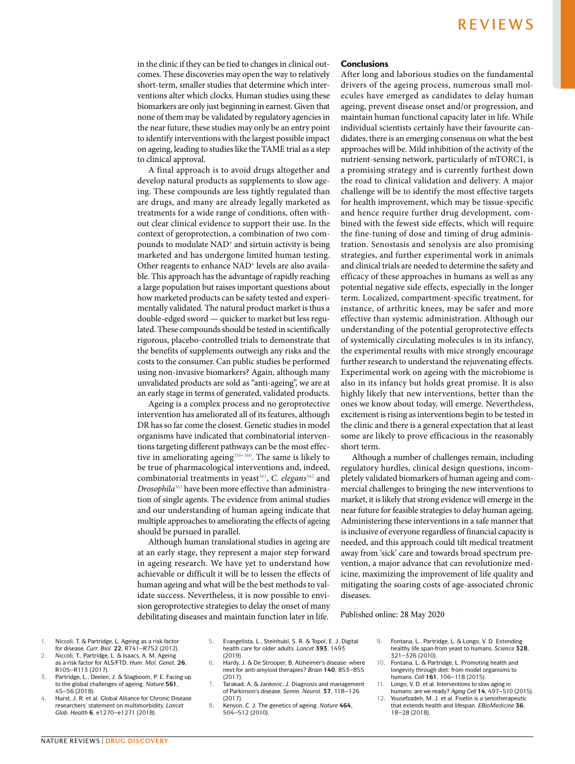in the clinic if they can be tied to changes in clinical outcomes. These discoveries may open the way to relatively short-term, smaller studies that determine which interventions alter which clocks. Human studies using these biomarkers are only just beginning in earnest. Given that none of them may be validated by regulatory agencies in the near future, these studies may only be an entry point to identify interventions with the largest possible impact on ageing, leading to studies like the TAME trial as a step to clinical approval.

A final approach is to avoid drugs altogether and develop natural products as supplements to slow ageing. These compounds are less tightly regulated than are drugs, and many are already legally marketed as treatments for a wide range of conditions, often without clear clinical evidence to support their use. In the context of geroprotection, a combination of two compounds to modulate $NAD^+$ and sirtuin activity is being marketed and has undergone limited human testing. Other reagents to enhance $NAD^+$ levels are also available. This approach has the advantage of rapidly reaching a large population but raises important questions about how marketed products can be safety tested and experimentally validated. The natural product market is thus a double-edged sword — quicker to market but less regulated. These compounds should be tested in scientifically rigorous, placebo-controlled trials to demonstrate that the benefits of supplements outweigh any risks and the costs to the consumer. Can public studies be performed using non-invasive biomarkers? Again, although many unvalidated products are sold as "anti-ageing", we are at an early stage in terms of generated, validated products.

Ageing is a complex process and no geroprotective intervention has ameliorated all of its features, although DR has so far come the closest. Genetic studies in model organisms have indicated that combinatorial interventions targeting different pathways can be the most effective in ameliorating ageing[358–360]. The same is likely to be true of pharmacological interventions and, indeed, combinatorial treatments in yeast[361], *C. elegans*[362] and *Drosophila*[363] have been more effective than administration of single agents. The evidence from animal studies and our understanding of human ageing indicate that multiple approaches to ameliorating the effects of ageing should be pursued in parallel.

Although human translational studies in ageing are at an early stage, they represent a major step forward in ageing research. We have yet to understand how achievable or difficult it will be to lessen the effects of human ageing and what will be the best methods to validate success. Nevertheless, it is now possible to envision geroprotective strategies to delay the onset of many debilitating diseases and maintain function later in life.

## Conclusions

After long and laborious studies on the fundamental drivers of the ageing process, numerous small molecules have emerged as candidates to delay human ageing, prevent disease onset and/or progression, and maintain human functional capacity later in life. While individual scientists certainly have their favourite candidates, there is an emerging consensus on what the best approaches will be. Mild inhibition of the activity of the nutrient-sensing network, particularly of mTORC1, is a promising strategy and is currently furthest down the road to clinical validation and delivery. A major challenge will be to identify the most effective targets for health improvement, which may be tissue-specific and hence require further drug development, combined with the fewest side effects, which will require the fine-tuning of dose and timing of drug administration. Senostasis and senolysis are also promising strategies, and further experimental work in animals and clinical trials are needed to determine the safety and efficacy of these approaches in humans as well as any potential negative side effects, especially in the longer term. Localized, compartment-specific treatment, for instance, of arthritic knees, may be safer and more effective than systemic administration. Although our understanding of the potential geroprotective effects of systemically circulating molecules is in its infancy, the experimental results with mice strongly encourage further research to understand the rejuvenating effects. Experimental work on ageing with the microbiome is also in its infancy but holds great promise. It is also highly likely that new interventions, better than the ones we know about today, will emerge. Nevertheless, excitement is rising as interventions begin to be tested in the clinic and there is a general expectation that at least some are likely to prove efficacious in the reasonably short term.

Although a number of challenges remain, including regulatory hurdles, clinical design questions, incompletely validated biomarkers of human ageing and commercial challenges to bringing the new interventions to market, it is likely that strong evidence will emerge in the near future for feasible strategies to delay human ageing. Administering these interventions in a safe manner that is inclusive of everyone regardless of financial capacity is needed, and this approach could tilt medical treatment away from 'sick' care and towards broad spectrum prevention, a major advance that can revolutionize medicine, maximizing the improvement of life quality and mitigating the soaring costs of age-associated chronic diseases.

Published online: 28 May 2020

1. Niccoli, T. & Partridge, L. Ageing as a risk factor for disease. *Curr. Biol.* **22**, R741–R752 (2012).
2. Niccoli, T., Partridge, L. & Isaacs, A. M. Ageing as a risk factor for ALS/FTD. *Hum. Mol. Genet.* **26**, R105–R113 (2017).
3. Partridge, L., Deelen, J. & Slagboom, P. E. Facing up to the global challenges of ageing. *Nature* **561**, 45–56 (2018).
4. Hurst, J. R. et al. Global Alliance for Chronic Disease researchers' statement on multimorbidity. *Lancet Glob. Health* **6**, e1270–e1271 (2018).
5. Evangelista, L., Steinhubl, S. R. & Topol, E. J. Digital health care for older adults. *Lancet* **393**, 1493 (2019).
6. Hardy, J. & De Strooper, B. Alzheimer's disease: where next for anti-amyloid therapies? *Brain* **140**, 853–855 (2017).
7. Tarakad, A. & Jankovic, J. Diagnosis and management of Parkinson's disease. *Semin. Neurol.* **37**, 118–126 (2017).
8. Kenyon, C. J. The genetics of ageing. *Nature* **464**, 504–512 (2010).
9. Fontana, L., Partridge, L. & Longo, V. D. Extending healthy life span-from yeast to humans. *Science* **328**, 321–326 (2010).
10. Fontana, L. & Partridge, L. Promoting health and longevity through diet: from model organisms to humans. *Cell* **161**, 106–118 (2015).
11. Longo, V. D. et al. Interventions to slow aging in humans: are we ready? *Aging Cell* **14**, 497–510 (2015).
12. Yousefzadeh, M. J. et al. Fisetin is a senotherapeutic that extends health and lifespan. *EBioMedicine* **36**, 18–28 (2018).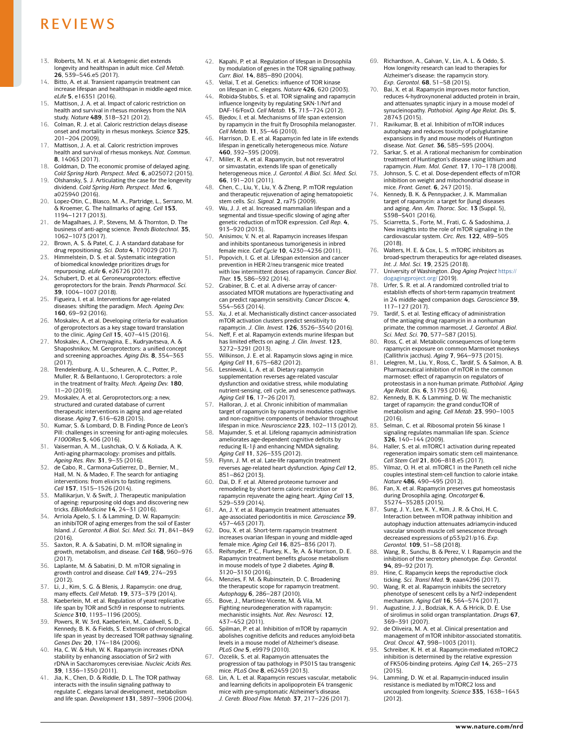13. Roberts, M. N. et al. A ketogenic diet extends longevity and healthspan in adult mice. *Cell Metab.* **26**, 539–546.e5 (2017).
14. Bitto, A. et al. Transient rapamycin treatment can increase lifespan and healthspan in middle-aged mice. *eLife* **5**, e16351 (2016).
15. Mattison, J. A. et al. Impact of caloric restriction on health and survival in rhesus monkeys from the NIA study. *Nature* **489**, 318–321 (2012).
16. Colman, R. J. et al. Caloric restriction delays disease onset and mortality in rhesus monkeys. *Science* **325**, 201–204 (2009).
17. Mattison, J. A. et al. Caloric restriction improves health and survival of rhesus monkeys. *Nat. Commun.* **8**, 14063 (2017).
18. Goldman, D. The economic promise of delayed aging. *Cold Spring Harb. Perspect. Med.* **6**, a025072 (2015).
19. Olshansky, S. J. Articulating the case for the longevity dividend. *Cold Spring Harb. Perspect. Med.* **6**, a025940 (2016).
20. Lopez-Otin, C., Blasco, M. A., Partridge, L., Serrano, M. & Kroemer, G. The hallmarks of aging. *Cell* **153**, 1194–1217 (2013).
21. de Magalhaes, J. P., Stevens, M. & Thornton, D. The business of anti-aging science. *Trends Biotechnol.* **35**, 1062–1073 (2017).
22. Brown, A. S. & Patel, C. J. A standard database for drug repositioning. *Sci. Data* **4**, 170029 (2017).
23. Himmelstein, D. S. et al. Systematic integration of biomedical knowledge prioritizes drugs for repurposing. *eLife* **6**, e26726 (2017).
24. Schubert, D. et al. Geroneuroprotectors: effective geroprotectors for the brain. *Trends Pharmacol. Sci.* **39**, 1004–1007 (2018).
25. Figueira, I. et al. Interventions for age-related diseases: shifting the paradigm. *Mech. Ageing Dev.* **160**, 69–92 (2016).
26. Moskalev, A. et al. Developing criteria for evaluation of geroprotectors as a key stage toward translation to the clinic. *Aging Cell* **15**, 407–415 (2016).
27. Moskalev, A., Chernyagina, E., Kudryavtseva, A. & Shaposhnikov, M. Geroprotectors: a unified concept and screening approaches. *Aging Dis.* **8**, 354–363 (2017).
28. Trendelenburg, A. U., Scheuren, A. C., Potter, P., Muller, R. & Bellantuono, I. Geroprotectors: a role in the treatment of frailty. *Mech. Ageing Dev.* **180**, 11–20 (2019).
29. Moskalev, A. et al. Geroprotectors.org: a new, structured and curated database of current therapeutic interventions in aging and age-related disease. *Aging* **7**, 616–628 (2015).
30. Kumar, S. & Lombard, D. B. Finding Ponce de Leon's Pill: challenges in screening for anti-aging molecules. *F1000Res* **5**, 406 (2016).
31. Vaiserman, A. M., Lushchak, O. V. & Koliada, A. K. Anti-aging pharmacology: promises and pitfalls. *Ageing Res. Rev.* **31**, 9–35 (2016).
32. de Cabo, R., Carmona-Gutierrez, D., Bernier, M., Hall, M. N. & Madeo, F. The search for antiaging interventions: from elixirs to fasting regimens. *Cell* **157**, 1515–1526 (2014).
33. Mallikarjun, V. & Swift, J. Therapeutic manipulation of ageing: repurposing old dogs and discovering new tricks. *EBioMedicine* **14**, 24–31 (2016).
34. Arriola Apelo, S. I. & Lamming, D. W. Rapamycin: an inhibiTOR of aging emerges from the soil of Easter Island. *J. Gerontol. A Biol. Sci. Med. Sci.* **71**, 841–849 (2016).
35. Saxton, R. A. & Sabatini, D. M. mTOR signaling in growth, metabolism, and disease. *Cell* **168**, 960–976 (2017).
36. Laplante, M. & Sabatini, D. M. mTOR signaling in growth control and disease. *Cell* **149**, 274–293 (2012).
37. Li, J., Kim, S. G. & Blenis, J. Rapamycin: one drug, many effects. *Cell Metab.* **19**, 373–379 (2014).
38. Kaeberlein, M. et al. Regulation of yeast replicative life span by TOR and Sch9 in response to nutrients. *Science* **310**, 1193–1196 (2005).
39. Powers, R. W. 3rd, Kaeberlein, M., Caldwell, S. D., Kennedy, B. K. & Fields, S. Extension of chronological life span in yeast by decreased TOR pathway signaling. *Genes Dev.* **20**, 174–184 (2006).
40. Ha, C. W. & Huh, W. K. Rapamycin increases rDNA stability by enhancing association of Sir2 with rDNA in Saccharomyces cerevisiae. *Nucleic Acids Res.* **39**, 1336–1350 (2011).
41. Jia, K., Chen, D. & Riddle, D. L. The TOR pathway interacts with the insulin signaling pathway to regulate C. elegans larval development, metabolism and life span. *Development* **131**, 3897–3906 (2004).
42. Kapahi, P. et al. Regulation of lifespan in Drosophila by modulation of genes in the TOR signaling pathway. *Curr. Biol.* **14**, 885–890 (2004).
43. Vellai, T. et al. Genetics: influence of TOR kinase on lifespan in C. elegans. *Nature* **426**, 620 (2003).
44. Robida-Stubbs, S. et al. TOR signaling and rapamycin influence longevity by regulating SKN-1/Nrf and DAF-16/FoxO. *Cell Metab.* **15**, 713–724 (2012).
45. Bjedov, I. et al. Mechanisms of life span extension by rapamycin in the fruit fly Drosophila melanogaster. *Cell Metab.* **11**, 35–46 (2010).
46. Harrison, D. E. et al. Rapamycin fed late in life extends lifespan in genetically heterogeneous mice. *Nature* **460**, 392–395 (2009).
47. Miller, R. A. et al. Rapamycin, but not resveratrol or simvastatin, extends life span of genetically heterogeneous mice. *J. Gerontol. A Biol. Sci. Med. Sci.* **66**, 191–201 (2011).
48. Chen, C., Liu, Y., Liu, Y. & Zheng, P. mTOR regulation and therapeutic rejuvenation of aging hematopoietic stem cells. *Sci. Signal.* **2**, ra75 (2009).
49. Wu, J. J. et al. Increased mammalian lifespan and a segmental and tissue-specific slowing of aging after genetic reduction of mTOR expression. *Cell Rep.* **4**, 913–920 (2013).
50. Anisimov, V. N. et al. Rapamycin increases lifespan and inhibits spontaneous tumorigenesis in inbred female mice. *Cell Cycle* **10**, 4230–4236 (2011).
51. Popovich, I. G. et al. Lifespan extension and cancer prevention in HER-2/neu transgenic mice treated with low intermittent doses of rapamycin. *Cancer Biol. Ther.* **15**, 586–592 (2014).
52. Grabiner, B. C. et al. A diverse array of cancer-associated MTOR mutations are hyperactivating and can predict rapamycin sensitivity. *Cancer Discov.* **4**, 554–563 (2014).
53. Xu, J. et al. Mechanistically distinct cancer-associated mTOR activation clusters predict sensitivity to rapamycin. *J. Clin. Invest.* **126**, 3526–3540 (2016).
54. Neff, F. et al. Rapamycin extends murine lifespan but has limited effects on aging. *J. Clin. Invest.* **123**, 3272–3291 (2013).
55. Wilkinson, J. E. et al. Rapamycin slows aging in mice. *Aging Cell* **11**, 675–682 (2012).
56. Lesniewski, L. A. et al. Dietary rapamycin supplementation reverses age-related vascular dysfunction and oxidative stress, while modulating nutrient-sensing, cell cycle, and senescence pathways. *Aging Cell* **16**, 17–26 (2017).
57. Halloran, J. et al. Chronic inhibition of mammalian target of rapamycin by rapamycin modulates cognitive and non-cognitive components of behavior throughout lifespan in mice. *Neuroscience* **223**, 102–113 (2012).
58. Majumder, S. et al. Lifelong rapamycin administration ameliorates age-dependent cognitive deficits by reducing IL-1β and enhancing NMDA signaling. *Aging Cell* **11**, 326–335 (2012).
59. Flynn, J. M. et al. Late-life rapamycin treatment reverses age-related heart dysfunction. *Aging Cell* **12**, 851–862 (2013).
60. Dai, D. F. et al. Altered proteome turnover and remodeling by short-term caloric restriction or rapamycin rejuvenate the aging heart. *Aging Cell* **13**, 529–539 (2014).
61. An, J. Y. et al. Rapamycin treatment attenuates age-associated periodontitis in mice. *Geroscience* **39**, 457–463 (2017).
62. Dou, X. et al. Short-term rapamycin treatment increases ovarian lifespan in young and middle-aged female mice. *Aging Cell* **16**, 825–836 (2017).
63. Reifsnyder, P. C., Flurkey, K., Te, A. & Harrison, D. E. Rapamycin treatment benefits glucose metabolism in mouse models of type 2 diabetes. *Aging* **8**, 3120–3130 (2016).
64. Menzies, F. M. & Rubinsztein, D. C. Broadening the therapeutic scope for rapamycin treatment. *Autophagy* **6**, 286–287 (2010).
65. Bove, J., Martinez-Vicente, M. & Vila, M. Fighting neurodegeneration with rapamycin: mechanistic insights. *Nat. Rev. Neurosci.* **12**, 437–452 (2011).
66. Spilman, P. et al. Inhibition of mTOR by rapamycin abolishes cognitive deficits and reduces amyloid-beta levels in a mouse model of Alzheimer's disease. *PLoS One* **5**, e9979 (2010).
67. Ozcelik, S. et al. Rapamycin attenuates the progression of tau pathology in P301S tau transgenic mice. *PLoS One* **8**, e62459 (2013).
68. Lin, A. L. et al. Rapamycin rescues vascular, metabolic and learning deficits in apolipoprotein E4 transgenic mice with pre-symptomatic Alzheimer's disease. *J. Cereb. Blood Flow. Metab.* **37**, 217–226 (2017).
69. Richardson, A., Galvan, V., Lin, A. L. & Oddo, S. How longevity research can lead to therapies for Alzheimer's disease: the rapamycin story. *Exp. Gerontol.* **68**, 51–58 (2015).
70. Bai, X. et al. Rapamycin improves motor function, reduces 4-hydroxynonenal adducted protein in brain, and attenuates synaptic injury in a mouse model of synucleinopathy. *Pathobiol. Aging Age Relat. Dis.* **5**, 28743 (2015).
71. Ravikumar, B. et al. Inhibition of mTOR induces autophagy and reduces toxicity of polyglutamine expansions in fly and mouse models of Huntington disease. *Nat. Genet.* **36**, 585–595 (2004).
72. Sarkar, S. et al. A rational mechanism for combination treatment of Huntington's disease using lithium and rapamycin. *Hum. Mol. Genet.* **17**, 170–178 (2008).
73. Johnson, S. C. et al. Dose-dependent effects of mTOR inhibition on weight and mitochondrial disease in mice. *Front. Genet.* **6**, 247 (2015).
74. Kennedy, B. K. & Pennypacker, J. K. Mammalian target of rapamycin: a target for (lung) diseases and aging. *Ann. Am. Thorac. Soc.* **13** (Suppl. 5), S398–S401 (2016).
75. Sciarretta, S., Forte, M., Frati, G. & Sadoshima, J. New insights into the role of mTOR signaling in the cardiovascular system. *Circ. Res.* **122**, 489–505 (2018).
76. Walters, H. E. & Cox, L. S. mTORC inhibitors as broad-spectrum therapeutics for age-related diseases. *Int. J. Mol. Sci.* **19**, 2325 (2018).
77. University of Washington. *Dog Aging Project* https://dogagingproject.org/ (2019).
78. Urfer, S. R. et al. A randomized controlled trial to establish effects of short-term rapamycin treatment in 24 middle-aged companion dogs. *Geroscience* **39**, 117–127 (2017).
79. Tardif, S. et al. Testing efficacy of administration of the antiaging drug rapamycin in a nonhuman primate, the common marmoset. *J. Gerontol. A Biol. Sci. Med. Sci.* **70**, 577–587 (2015).
80. Ross, C. et al. Metabolic consequences of long-term rapamycin exposure on common Marmoset monkeys (Callithrix jacchus). *Aging* **7**, 964–973 (2015).
81. Lelegren, M., Liu, Y., Ross, C., Tardif, S. & Salmon, A. B. Pharmaceutical inhibition of mTOR in the common marmoset: effect of rapamycin on regulators of proteostasis in a non-human primate. *Pathobiol. Aging Age Relat. Dis.* **6**, 31793 (2016).
82. Kennedy, B. K. & Lamming, D. W. The mechanistic target of rapamycin: the grand conducTOR of metabolism and aging. *Cell Metab.* **23**, 990–1003 (2016).
83. Selman, C. et al. Ribosomal protein S6 kinase 1 signaling regulates mammalian life span. *Science* **326**, 140–144 (2009).
84. Haller, S. et al. mTORC1 activation during repeated regeneration impairs somatic stem cell maintenance. *Cell Stem Cell* **21**, 806–818.e5 (2017).
85. Yilmaz, O. H. et al. mTORC1 in the Paneth cell niche couples intestinal stem-cell function to calorie intake. *Nature* **486**, 490–495 (2012).
86. Fan, X. et al. Rapamycin preserves gut homeostasis during Drosophila aging. *Oncotarget* **6**, 35274–35283 (2015).
87. Sung, J. Y., Lee, K. Y., Kim, J. R. & Choi, H. C. Interaction between mTOR pathway inhibition and autophagy induction attenuates adriamycin-induced vascular smooth muscle cell senescence through decreased expressions of p53/p21/p16. *Exp. Gerontol.* **109**, 51–58 (2018).
88. Wang, R., Sunchu, B. & Perez, V. I. Rapamycin and the inhibition of the secretory phenotype. *Exp. Gerontol.* **94**, 89–92 (2017).
89. Hine, C. Rapamycin keeps the reproductive clock ticking. *Sci. Transl Med.* **9**, eaan4296 (2017).
90. Wang, R. et al. Rapamycin inhibits the secretory phenotype of senescent cells by a Nrf2-independent mechanism. *Aging Cell* **16**, 564–574 (2017).
91. Augustine, J. J., Bodziak, K. A. & Hricik, D. E. Use of sirolimus in solid organ transplantation. *Drugs* **67**, 369–391 (2007).
92. de Oliveira, M. A. et al. Clinical presentation and management of mTOR inhibitor-associated stomatitis. *Oral. Oncol.* **47**, 998–1003 (2011).
93. Schreiber, K. H. et al. Rapamycin-mediated mTORC2 inhibition is determined by the relative expression of FK506-binding proteins. *Aging Cell* **14**, 265–273 (2015).
94. Lamming, D. W. et al. Rapamycin-induced insulin resistance is mediated by mTORC2 loss and uncoupled from longevity. *Science* **335**, 1638–1643 (2012).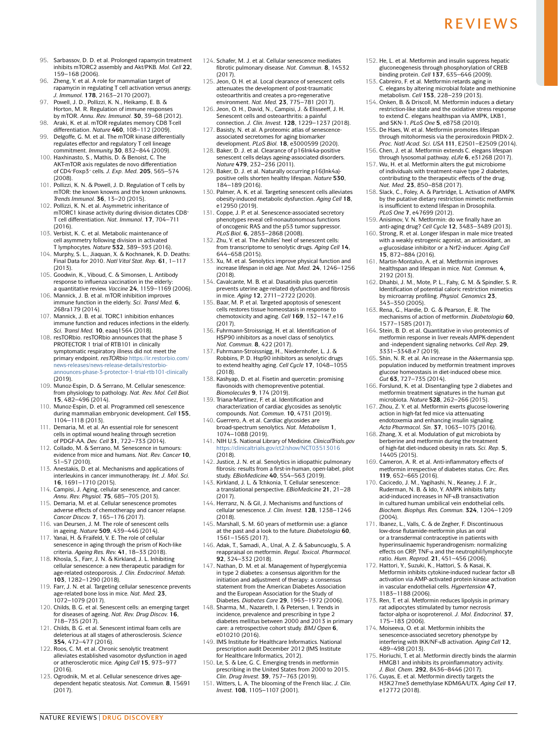95. Sarbassov, D. D. et al. Prolonged rapamycin treatment inhibits mTORC2 assembly and Akt/PKB. *Mol. Cell* **22**, 159–168 (2006).
96. Zheng, Y. et al. A role for mammalian target of rapamycin in regulating T cell activation versus anergy. *J. Immunol.* **178**, 2163–2170 (2007).
97. Powell, J. D., Pollizzi, K. N., Heikamp, E. B. & Horton, M. R. Regulation of immune responses by mTOR. *Annu. Rev. Immunol.* **30**, 39–68 (2012).
98. Araki, K. et al. mTOR regulates memory CD8 T-cell differentiation. *Nature* **460**, 108–112 (2009).
99. Delgoffe, G. M. et al. The mTOR kinase differentially regulates effector and regulatory T cell lineage commitment. *Immunity* **30**, 832–844 (2009).
100. Haxhinasto, S., Mathis, D. & Benoist, C. The AKT-mTOR axis regulates de novo differentiation of CD4+Foxp3+ cells. *J. Exp. Med.* **205**, 565–574 (2008).
101. Pollizzi, K. N. & Powell, J. D. Regulation of T cells by mTOR: the known knowns and the known unknowns. *Trends Immunol.* **36**, 13–20 (2015).
102. Pollizzi, K. N. et al. Asymmetric inheritance of mTORC1 kinase activity during division dictates CD8+ T cell differentiation. *Nat. Immunol.* **17**, 704–711 (2016).
103. Verbist, K. C. et al. Metabolic maintenance of cell asymmetry following division in activated T lymphocytes. *Nature* **532**, 389–393 (2016).
104. Murphy, S. L., Jiaquan, X. & Kochnanek, K. D. Deaths: Final Data for 2010. *Natl Vital Stat. Rep.* **61**, 1–117 (2013).
105. Goodwin, K., Viboud, C. & Simonsen, L. Antibody response to influenza vaccination in the elderly: a quantitative review. *Vaccine* **24**, 1159–1169 (2006).
106. Mannick, J. B. et al. mTOR inhibition improves immune function in the elderly. *Sci. Transl Med.* **6**, 268ra179 (2014).
107. Mannick, J. B. et al. TORC1 inhibition enhances immune function and reduces infections in the elderly. *Sci. Transl Med.* **10**, eaaq1564 (2018).
108. resTORbio. resTORbio announces that the phase 3 PROTECTOR 1 trial of RTB101 in clinically symptomatic respiratory illness did not meet the primary endpoint. *resTORbio* https://ir.restorbio.com/news-releases/news-release-details/restorbio-announces-phase-3-protector-1-trial-rtb101-clinically (2019).
109. Munoz-Espin, D. & Serrano, M. Cellular senescence: from physiology to pathology. *Nat. Rev. Mol. Cell Biol.* **15**, 482–496 (2014).
110. Munoz-Espin, D. et al. Programmed cell senescence during mammalian embryonic development. *Cell* **155**, 1104–1118 (2013).
111. Demaria, M. et al. An essential role for senescent cells in optimal wound healing through secretion of PDGF-AA. *Dev. Cell* **31**, 722–733 (2014).
112. Collado, M. & Serrano, M. Senescence in tumours: evidence from mice and humans. *Nat. Rev. Cancer* **10**, 51–57 (2010).
113. Anestakis, D. et al. Mechanisms and applications of interleukins in cancer immunotherapy. *Int. J. Mol. Sci.* **16**, 1691–1710 (2015).
114. Campisi, J. Aging, cellular senescence, and cancer. *Annu. Rev. Physiol.* **75**, 685–705 (2013).
115. Demaria, M. et al. Cellular senescence promotes adverse effects of chemotherapy and cancer relapse. *Cancer Discov.* **7**, 165–176 (2017).
116. van Deursen, J. M. The role of senescent cells in ageing. *Nature* **509**, 439–446 (2014).
117. Yanai, H. & Fraifeld, V. E. The role of cellular senescence in aging through the prism of Koch-like criteria. *Ageing Res. Rev.* **41**, 18–33 (2018).
118. Khosla, S., Farr, J. N. & Kirkland, J. L. Inhibiting cellular senescence: a new therapeutic paradigm for age-related osteoporosis. *J. Clin. Endocrinol. Metab.* **103**, 1282–1290 (2018).
119. Farr, J. N. et al. Targeting cellular senescence prevents age-related bone loss in mice. *Nat. Med.* **23**, 1072–1079 (2017).
120. Childs, B. G. et al. Senescent cells: an emerging target for diseases of ageing. *Nat. Rev. Drug Discov.* **16**, 718–735 (2017).
121. Childs, B. G. et al. Senescent intimal foam cells are deleterious at all stages of atherosclerosis. *Science* **354**, 472–477 (2016).
122. Roos, C. M. et al. Chronic senolytic treatment alleviates established vasomotor dysfunction in aged or atherosclerotic mice. *Aging Cell* **15**, 973–977 (2016).
123. Ogrodnik, M. et al. Cellular senescence drives age-dependent hepatic steatosis. *Nat. Commun.* **8**, 15691 (2017).
124. Schafer, M. J. et al. Cellular senescence mediates fibrotic pulmonary disease. *Nat. Commun.* **8**, 14532 (2017).
125. Jeon, O. H. et al. Local clearance of senescent cells attenuates the development of post-traumatic osteoarthritis and creates a pro-regenerative environment. *Nat. Med.* **23**, 775–781 (2017).
126. Jeon, O. H., David, N., Campisi, J. & Elisseeff, J. H. Senescent cells and osteoarthritis: a painful connection. *J. Clin. Invest.* **128**, 1229–1237 (2018).
127. Basisty, N. et al. A proteomic atlas of senescence-associated secretomes for aging biomarker development. *PLoS Biol.* **18**, e3000599 (2020).
128. Baker, D. J. et al. Clearance of p16Ink4a-positive senescent cells delays ageing-associated disorders. *Nature* **479**, 232–236 (2011).
129. Baker, D. J. et al. Naturally occurring p16(Ink4a)-positive cells shorten healthy lifespan. *Nature* **530**, 184–189 (2016).
130. Palmer, A. K. et al. Targeting senescent cells alleviates obesity-induced metabolic dysfunction. *Aging Cell* **18**, e12950 (2019).
131. Coppe, J. P. et al. Senescence-associated secretory phenotypes reveal cell-nonautonomous functions of oncogenic RAS and the p53 tumor suppressor. *PLoS Biol.* **6**, 2853–2868 (2008).
132. Zhu, Y. et al. The Achilles' heel of senescent cells: from transcriptome to senolytic drugs. *Aging Cell* **14**, 644–658 (2015).
133. Xu, M. et al. Senolytics improve physical function and increase lifespan in old age. *Nat. Med.* **24**, 1246–1256 (2018).
134. Cavalcante, M. B. et al. Dasatinib plus quercetin prevents uterine age-related dysfunction and fibrosis in mice. *Aging* **12**, 2711–2722 (2020).
135. Baar, M. P. et al. Targeted apoptosis of senescent cells restores tissue homeostasis in response to chemotoxicity and aging. *Cell* **169**, 132–147.e16 (2017).
136. Fuhrmann-Stroissnigg, H. et al. Identification of HSP90 inhibitors as a novel class of senolytics. *Nat. Commun.* **8**, 422 (2017).
137. Fuhrmann-Stroissnigg, H., Niedernhofer, L. J. & Robbins, P. D. Hsp90 inhibitors as senolytic drugs to extend healthy aging. *Cell Cycle* **17**, 1048–1055 (2018).
138. Kashyap, D. et al. Fisetin and quercetin: promising flavonoids with chemopreventive potential. *Biomolecules* **9**, 174 (2019).
139. Triana-Martinez, F. et al. Identification and characterization of cardiac glycosides as senolytic compounds. *Nat. Commun.* **10**, 4731 (2019).
140. Guerrero, A. et al. Cardiac glycosides are broad-spectrum senolytics. *Nat. Metabolism* **1**, 1074–1088 (2019).
141. NIH U.S. National Library of Medicine. *ClinicalTrials.gov* https://clinicaltrials.gov/ct2/show/NCT03513016 (2018).
142. Justice, J. N. et al. Senolytics in idiopathic pulmonary fibrosis: results from a first-in-human, open-label, pilot study. *EBioMedicine* **40**, 554–563 (2019).
143. Kirkland, J. L. & Tchkonia, T. Cellular senescence: a translational perspective. *EBioMedicine* **21**, 21–28 (2017).
144. Herranz, N. & Gil, J. Mechanisms and functions of cellular senescence. *J. Clin. Invest.* **128**, 1238–1246 (2018).
145. Marshall, S. M. 60 years of metformin use: a glance at the past and a look to the future. *Diabetologia* **60**, 1561–1565 (2017).
146. Adak, T., Samadi, A., Unal, A. Z. & Sabuncuoglu, S. A reappraisal on metformin. *Regul. Toxicol. Pharmacol.* **92**, 324–332 (2018).
147. Nathan, D. M. et al. Management of hyperglycemia in type 2 diabetes: a consensus algorithm for the initiation and adjustment of therapy: a consensus statement from the American Diabetes Association and the European Association for the Study of Diabetes. *Diabetes Care* **29**, 1963–1972 (2006).
148. Sharma, M., Nazareth, I. & Petersen, I. Trends in incidence, prevalence and prescribing in type 2 diabetes mellitus between 2000 and 2013 in primary care: a retrospective cohort study. *BMJ Open* **6**, e010210 (2016).
149. IMS Institute for Healthcare Informatics. National prescription audit December 2012 (IMS Institute for Healthcare Informatics, 2012).
150. Le, S. & Lee, G. C. Emerging trends in metformin prescribing in the United States from 2000 to 2015. *Clin. Drug Invest.* **39**, 757–763 (2019).
151. Witters, L. A. The blooming of the French lilac. *J. Clin. Invest.* **108**, 1105–1107 (2001).
152. He, L. et al. Metformin and insulin suppress hepatic gluconeogenesis through phosphorylation of CREB binding protein. *Cell* **137**, 635–646 (2009).
153. Cabreiro, F. et al. Metformin retards aging in C. elegans by altering microbial folate and methionine metabolism. *Cell* **153**, 228–239 (2013).
154. Onken, B. & Driscoll, M. Metformin induces a dietary restriction-like state and the oxidative stress response to extend C. elegans healthspan via AMPK, LKB1, and SKN-1. *PLoS One* **5**, e8758 (2010).
155. De Haes, W. et al. Metformin promotes lifespan through mitohormesis via the peroxiredoxin PRDX-2. *Proc. Natl Acad. Sci. USA* **111**, E2501–E2509 (2014).
156. Chen, J. et al. Metformin extends C. elegans lifespan through lysosomal pathway. *eLife* **6**, e31268 (2017).
157. Wu, H. et al. Metformin alters the gut microbiome of individuals with treatment-naive type 2 diabetes, contributing to the therapeutic effects of the drug. *Nat. Med.* **23**, 850–858 (2017).
158. Slack, C., Foley, A. & Partridge, L. Activation of AMPK by the putative dietary restriction mimetic metformin is insufficient to extend lifespan in Drosophila. *PLoS One* **7**, e47699 (2012).
159. Anisimov, V. N. Metformin: do we finally have an anti-aging drug? *Cell Cycle* **12**, 3483–3489 (2013).
160. Strong, R. et al. Longer lifespan in male mice treated with a weakly estrogenic agonist, an antioxidant, an α-glucosidase inhibitor or a Nrf2-inducer. *Aging Cell* **15**, 872–884 (2016).
161. Martin-Montalvo, A. et al. Metformin improves healthspan and lifespan in mice. *Nat. Commun.* **4**, 2192 (2013).
162. Dhahbi, J. M., Mote, P. L., Fahy, G. M. & Spindler, S. R. Identification of potential caloric restriction mimetics by microarray profiling. *Physiol. Genomics* **23**, 343–350 (2005).
163. Rena, G., Hardie, D. G. & Pearson, E. R. The mechanisms of action of metformin. *Diabetologia* **60**, 1577–1585 (2017).
164. Stein, B. D. et al. Quantitative in vivo proteomics of metformin response in liver reveals AMPK-dependent and -independent signaling networks. *Cell Rep.* **29**, 3331–3348.e7 (2019).
165. Shin, N. R. et al. An increase in the Akkermansia spp. population induced by metformin treatment improves glucose homeostasis in diet-induced obese mice. *Gut* **63**, 727–735 (2014).
166. Forslund, K. et al. Disentangling type 2 diabetes and metformin treatment signatures in the human gut microbiota. *Nature* **528**, 262–266 (2015).
167. Zhou, Z. Y. et al. Metformin exerts glucose-lowering action in high-fat fed mice via attenuating endotoxemia and enhancing insulin signaling. *Acta Pharmacol. Sin.* **37**, 1063–1075 (2016).
168. Zhang, X. et al. Modulation of gut microbiota by berberine and metformin during the treatment of high-fat diet-induced obesity in rats. *Sci. Rep.* **5**, 14405 (2015).
169. Cameron, A. R. et al. Anti-inflammatory effects of metformin irrespective of diabetes status. *Circ. Res.* **119**, 652–665 (2016).
170. Cacicedo, J. M., Yagihashi, N., Keaney, J. F. Jr., Ruderman, N. B. & Ido, Y. AMPK inhibits fatty acid-induced increases in NF-κB transactivation in cultured human umbilical vein endothelial cells. *Biochem. Biophys. Res. Commun.* **324**, 1204–1209 (2004).
171. Ibanez, L., Valls, C. & de Zegher, F. Discontinuous low-dose flutamide-metformin plus an oral or a transdermal contraceptive in patients with hyperinsulinaemic hyperandrogenism: normalizing effects on CRP, TNF-α and the neutrophil/lymphocyte ratio. *Hum. Reprod.* **21**, 451–456 (2006).
172. Hattori, Y., Suzuki, K., Hattori, S. & Kasai, K. Metformin inhibits cytokine-induced nuclear factor κB activation via AMP-activated protein kinase activation in vascular endothelial cells. *Hypertension* **47**, 1183–1188 (2006).
173. Ren, T. et al. Metformin reduces lipolysis in primary rat adipocytes stimulated by tumor necrosis factor-alpha or isoproterenol. *J. Mol. Endocrinol.* **37**, 175–183 (2006).
174. Moiseeva, O. et al. Metformin inhibits the senescence-associated secretory phenotype by interfering with IKK/NF-κB activation. *Aging Cell* **12**, 489–498 (2013).
175. Horiuchi, T. et al. Metformin directly binds the alarmin HMGB1 and inhibits its proinflammatory activity. *J. Biol. Chem.* **292**, 8436–8446 (2017).
176. Cuyas, E. et al. Metformin directly targets the H3K27me3 demethylase KDM6A/UTX. *Aging Cell* **17**, e12772 (2018).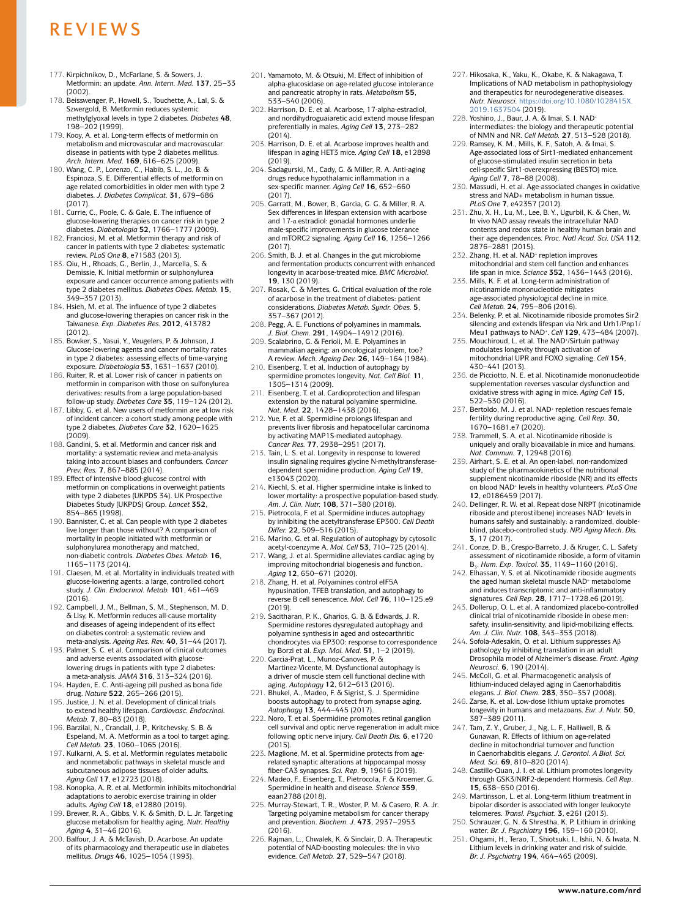177. Kirpichnikov, D., McFarlane, S. & Sowers, J. Metformin: an update. *Ann. Intern. Med.* **137**, 25–33 (2002).
178. Beisswenger, P., Howell, S., Touchette, A., Lal, S. & Szwergold, B. Metformin reduces systemic methylglyoxal levels in type 2 diabetes. *Diabetes* **48**, 198–202 (1999).
179. Kooy, A. et al. Long-term effects of metformin on metabolism and microvascular and macrovascular disease in patients with type 2 diabetes mellitus. *Arch. Intern. Med.* **169**, 616–625 (2009).
180. Wang, C. P., Lorenzo, C., Habib, S. L., Jo, B. & Espinoza, S. E. Differential effects of metformin on age related comorbidities in older men with type 2 diabetes. *J. Diabetes Complicat.* **31**, 679–686 (2017).
181. Currie, C., Poole, C. & Gale, E. The influence of glucose-lowering therapies on cancer risk in type 2 diabetes. *Diabetologia* **52**, 1766–1777 (2009).
182. Franciosi, M. et al. Metformin therapy and risk of cancer in patients with type 2 diabetes: systematic review. *PLoS One* **8**, e71583 (2013).
183. Qiu, H., Rhoads, G., Berlin, J., Marcella, S. & Demissie, K. Initial metformin or sulphonylurea exposure and cancer occurrence among patients with type 2 diabetes mellitus. *Diabetes Obes. Metab.* **15**, 349–357 (2013).
184. Hsieh, M. et al. The influence of type 2 diabetes and glucose-lowering therapies on cancer risk in the Taiwanese. *Exp. Diabetes Res.* **2012**, 413782 (2012).
185. Bowker, S., Yasui, Y., Veugelers, P. & Johnson, J. Glucose-lowering agents and cancer mortality rates in type 2 diabetes: assessing effects of time-varying exposure. *Diabetologia* **53**, 1631–1637 (2010).
186. Ruiter, R. et al. Lower risk of cancer in patients on metformin in comparison with those on sulfonylurea derivatives: results from a large population-based follow-up study. *Diabetes Care* **35**, 119–124 (2012).
187. Libby, G. et al. New users of metformin are at low risk of incident cancer: a cohort study among people with type 2 diabetes. *Diabetes Care* **32**, 1620–1625 (2009).
188. Gandini, S. et al. Metformin and cancer risk and mortality: a systematic review and meta-analysis taking into account biases and confounders. *Cancer Prev. Res.* **7**, 867–885 (2014).
189. Effect of intensive blood-glucose control with metformin on complications in overweight patients with type 2 diabetes (UKPDS 34). UK Prospective Diabetes Study (UKPDS) Group. *Lancet* **352**, 854–865 (1998).
190. Bannister, C. et al. Can people with type 2 diabetes live longer than those without? A comparison of mortality in people initiated with metformin or sulphonylurea monotherapy and matched, non-diabetic controls. *Diabetes Obes. Metab.* **16**, 1165–1173 (2014).
191. Claesen, M. et al. Mortality in individuals treated with glucose-lowering agents: a large, controlled cohort study. *J. Clin. Endocrinol. Metab.* **101**, 461–469 (2016).
192. Campbell, J. M., Bellman, S. M., Stephenson, M. D. & Lisy, K. Metformin reduces all-cause mortality and diseases of ageing independent of its effect on diabetes control: a systematic review and meta-analysis. *Ageing Res. Rev.* **40**, 31–44 (2017).
193. Palmer, S. C. et al. Comparison of clinical outcomes and adverse events associated with glucose-lowering drugs in patients with type 2 diabetes: a meta-analysis. *JAMA* **316**, 313–324 (2016).
194. Hayden, E. C. Anti-ageing pill pushed as bona fide drug. *Nature* **522**, 265–266 (2015).
195. Justice, J. N. et al. Development of clinical trials to extend healthy lifespan. *Cardiovasc. Endocrinol. Metab.* **7**, 80–83 (2018).
196. Barzilai, N., Crandall, J. P., Kritchevsky, S. B. & Espeland, M. A. Metformin as a tool to target aging. *Cell Metab.* **23**, 1060–1065 (2016).
197. Kulkarni, A. S. et al. Metformin regulates metabolic and nonmetabolic pathways in skeletal muscle and subcutaneous adipose tissues of older adults. *Aging Cell* **17**, e12723 (2018).
198. Konopka, A. R. et al. Metformin inhibits mitochondrial adaptations to aerobic exercise training in older adults. *Aging Cell* **18**, e12880 (2019).
199. Brewer, R. A., Gibbs, V. K. & Smith, D. L. Jr. Targeting glucose metabolism for healthy aging. *Nutr. Healthy Aging* **4**, 31–46 (2016).
200. Balfour, J. A. & McTavish, D. Acarbose. An update of its pharmacology and therapeutic use in diabetes mellitus. *Drugs* **46**, 1025–1054 (1993).
201. Yamamoto, M. & Otsuki, M. Effect of inhibition of alpha-glucosidase on age-related glucose intolerance and pancreatic atrophy in rats. *Metabolism* **55**, 533–540 (2006).
202. Harrison, D. E. et al. Acarbose, 17-alpha-estradiol, and nordihydroguaiaretic acid extend mouse lifespan preferentially in males. *Aging Cell* **13**, 273–282 (2014).
203. Harrison, D. E. et al. Acarbose improves health and lifespan in aging HET3 mice. *Aging Cell* **18**, e12898 (2019).
204. Sadagurski, M., Cady, G. & Miller, R. A. Anti-aging drugs reduce hypothalamic inflammation in a sex-specific manner. *Aging Cell* **16**, 652–660 (2017).
205. Garratt, M., Bower, B., Garcia, G. G. & Miller, R. A. Sex differences in lifespan extension with acarbose and 17-α estradiol: gonadal hormones underlie male-specific improvements in glucose tolerance and mTORC2 signaling. *Aging Cell* **16**, 1256–1266 (2017).
206. Smith, B. J. et al. Changes in the gut microbiome and fermentation products concurrent with enhanced longevity in acarbose-treated mice. *BMC Microbiol.* **19**, 130 (2019).
207. Rosak, C. & Mertes, G. Critical evaluation of the role of acarbose in the treatment of diabetes: patient considerations. *Diabetes Metab. Syndr. Obes.* **5**, 357–367 (2012).
208. Pegg, A. E. Functions of polyamines in mammals. *J. Biol. Chem.* **291**, 14904–14912 (2016).
209. Scalabrino, G. & Ferioli, M. E. Polyamines in mammalian ageing: an oncological problem, too? A review. *Mech. Ageing Dev.* **26**, 149–164 (1984).
210. Eisenberg, T. et al. Induction of autophagy by spermidine promotes longevity. *Nat. Cell Biol.* **11**, 1305–1314 (2009).
211. Eisenberg, T. et al. Cardioprotection and lifespan extension by the natural polyamine spermidine. *Nat. Med.* **22**, 1428–1438 (2016).
212. Yue, F. et al. Spermidine prolongs lifespan and prevents liver fibrosis and hepatocellular carcinoma by activating MAP1S-mediated autophagy. *Cancer Res.* **77**, 2938–2951 (2017).
213. Tain, L. S. et al. Longevity in response to lowered insulin signaling requires glycine N-methyltransferase-dependent spermidine production. *Aging Cell* **19**, e13043 (2020).
214. Kiechl, S. et al. Higher spermidine intake is linked to lower mortality: a prospective population-based study. *Am. J. Clin. Nutr.* **108**, 371–380 (2018).
215. Pietrocola, F. et al. Spermidine induces autophagy by inhibiting the acetyltransferase EP300. *Cell Death Differ.* **22**, 509–516 (2015).
216. Marino, G. et al. Regulation of autophagy by cytosolic acetyl-coenzyme A. *Mol. Cell* **53**, 710–725 (2014).
217. Wang, J. et al. Spermidine alleviates cardiac aging by improving mitochondrial biogenesis and function. *Aging* **12**, 650–671 (2020).
218. Zhang, H. et al. Polyamines control eIF5A hypusination, TFEB translation, and autophagy to reverse B cell senescence. *Mol. Cell* **76**, 110–125.e9 (2019).
219. Sacitharan, P. K., Gharios, G. B. & Edwards, J. R. Spermidine restores dysregulated autophagy and polyamine synthesis in aged and osteoarthritic chondrocytes via EP300: response to correspondence by Borzi et al. *Exp. Mol. Med.* **51**, 1–2 (2019).
220. Garcia-Prat, L., Munoz-Canoves, P. & Martinez-Vicente, M. Dysfunctional autophagy is a driver of muscle stem cell functional decline with aging. *Autophagy* **12**, 612–613 (2016).
221. Bhukel, A., Madeo, F. & Sigrist, S. J. Spermidine boosts autophagy to protect from synapse aging. *Autophagy* **13**, 444–445 (2017).
222. Noro, T. et al. Spermidine promotes retinal ganglion cell survival and optic nerve regeneration in adult mice following optic nerve injury. *Cell Death Dis.* **6**, e1720 (2015).
223. Maglione, M. et al. Spermidine protects from age-related synaptic alterations at hippocampal mossy fiber-CA3 synapses. *Sci. Rep.* **9**, 19616 (2019).
224. Madeo, F., Eisenberg, T., Pietrocola, F. & Kroemer, G. Spermidine in health and disease. *Science* **359**, eaan2788 (2018).
225. Murray-Stewart, T. R., Woster, P. M. & Casero, R. A. Jr. Targeting polyamine metabolism for cancer therapy and prevention. *Biochem. J.* **473**, 2937–2953 (2016).
226. Rajman, L., Chwalek, K. & Sinclair, D. A. Therapeutic potential of NAD-boosting molecules: the in vivo evidence. *Cell Metab.* **27**, 529–547 (2018).
227. Hikosaka, K., Yaku, K., Okabe, K. & Nakagawa, T. Implications of NAD metabolism in pathophysiology and therapeutics for neurodegenerative diseases. *Nutr. Neurosci.* https://doi.org/10.1080/1028415X.2019.1637504 (2019).
228. Yoshino, J., Baur, J. A. & Imai, S. I. NAD$^+$ intermediates: the biology and therapeutic potential of NMN and NR. *Cell Metab.* **27**, 513–528 (2018).
229. Ramsey, K. M., Mills, K. F., Satoh, A. & Imai, S. Age-associated loss of Sirt1-mediated enhancement of glucose-stimulated insulin secretion in beta cell-specific Sirt1-overexpressing (BESTO) mice. *Aging Cell* **7**, 78–88 (2008).
230. Massudi, H. et al. Age-associated changes in oxidative stress and NAD+ metabolism in human tissue. *PLoS One* **7**, e42357 (2012).
231. Zhu, X. H., Lu, M., Lee, B. Y., Ugurbil, K. & Chen, W. In vivo NAD assay reveals the intracellular NAD contents and redox state in healthy human brain and their age dependences. *Proc. Natl Acad. Sci. USA* **112**, 2876–2881 (2015).
232. Zhang, H. et al. NAD$^+$ repletion improves mitochondrial and stem cell function and enhances life span in mice. *Science* **352**, 1436–1443 (2016).
233. Mills, K. F. et al. Long-term administration of nicotinamide mononucleotide mitigates age-associated physiological decline in mice. *Cell Metab.* **24**, 795–806 (2016).
234. Belenky, P. et al. Nicotinamide riboside promotes Sir2 silencing and extends lifespan via Nrk and Urh1/Pnp1/Meu1 pathways to NAD$^+$. *Cell* **129**, 473–484 (2007).
235. Mouchiroud, L. et al. The NAD$^+$/Sirtuin pathway modulates longevity through activation of mitochondrial UPR and FOXO signaling. *Cell* **154**, 430–441 (2013).
236. de Picciotto, N. E. et al. Nicotinamide mononucleotide supplementation reverses vascular dysfunction and oxidative stress with aging in mice. *Aging Cell* **15**, 522–530 (2016).
237. Bertoldo, M. J. et al. NAD$^+$ repletion rescues female fertility during reproductive aging. *Cell Rep.* **30**, 1670–1681.e7 (2020).
238. Trammell, S. A. et al. Nicotinamide riboside is uniquely and orally bioavailable in mice and humans. *Nat. Commun.* **7**, 12948 (2016).
239. Airhart, S. E. et al. An open-label, non-randomized study of the pharmacokinetics of the nutritional supplement nicotinamide riboside (NR) and its effects on blood NAD$^+$ levels in healthy volunteers. *PLoS One* **12**, e0186459 (2017).
240. Dellinger, R. W. et al. Repeat dose NRPT (nicotinamide riboside and pterostilbene) increases NAD$^+$ levels in humans safely and sustainably: a randomized, double-blind, placebo-controlled study. *NPJ Aging Mech. Dis.* **3**, 17 (2017).
241. Conze, D. B., Crespo-Barreto, J. & Kruger, C. L. Safety assessment of nicotinamide riboside, a form of vitamin $B_3$. *Hum. Exp. Toxicol.* **35**, 1149–1160 (2016).
242. Elhassan, Y. S. et al. Nicotinamide riboside augments the aged human skeletal muscle NAD$^+$ metabolome and induces transcriptomic and anti-inflammatory signatures. *Cell Rep.* **28**, 1717–1728.e6 (2019).
243. Dollerup, O. L. et al. A randomized placebo-controlled clinical trial of nicotinamide riboside in obese men: safety, insulin-sensitivity, and lipid-mobilizing effects. *Am. J. Clin. Nutr.* **108**, 343–353 (2018).
244. Sofola-Adesakin, O. et al. Lithium suppresses Aβ pathology by inhibiting translation in an adult Drosophila model of Alzheimer's disease. *Front. Aging Neurosci.* **6**, 190 (2014).
245. McColl, G. et al. Pharmacogenetic analysis of lithium-induced delayed aging in Caenorhabditis elegans. *J. Biol. Chem.* **283**, 350–357 (2008).
246. Zarse, K. et al. Low-dose lithium uptake promotes longevity in humans and metazoans. *Eur. J. Nutr.* **50**, 387–389 (2011).
247. Tam, Z. Y., Gruber, J., Ng, L. F., Halliwell, B. & Gunawan, R. Effects of lithium on age-related decline in mitochondrial turnover and function in Caenorhabditis elegans. *J. Gerontol. A Biol. Sci. Med. Sci.* **69**, 810–820 (2014).
248. Castillo-Quan, J. I. et al. Lithium promotes longevity through GSK3/NRF2-dependent Hormesis. *Cell Rep.* **15**, 638–650 (2016).
249. Martinsson, L. et al. Long-term lithium treatment in bipolar disorder is associated with longer leukocyte telomeres. *Transl. Psychiat.* **3**, e261 (2013).
250. Schrauzer, G. N. & Shrestha, K. P. Lithium in drinking water. *Br. J. Psychiatry* **196**, 159–160 (2010).
251. Ohgami, H., Terao, T., Shiotsuki, I., Ishii, N. & Iwata, N. Lithium levels in drinking water and risk of suicide. *Br. J. Psychiatry* **194**, 464–465 (2009).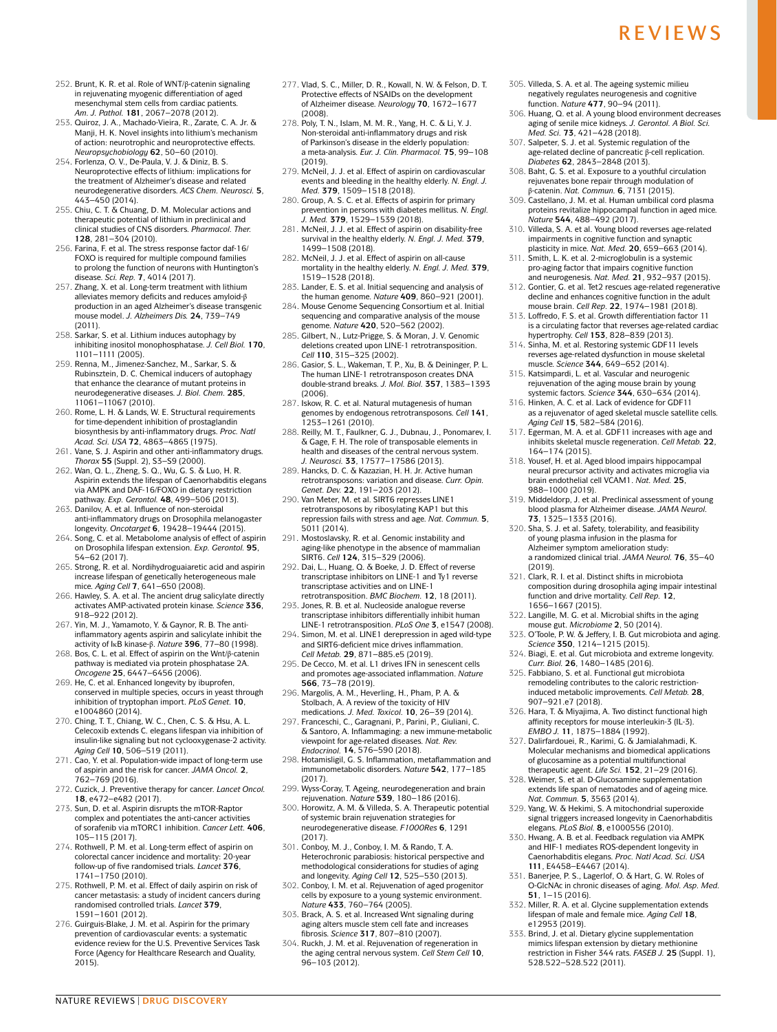252. Brunt, K. R. et al. Role of WNT/β-catenin signaling in rejuvenating myogenic differentiation of aged mesenchymal stem cells from cardiac patients. *Am. J. Pathol.* **181**, 2067–2078 (2012).
253. Quiroz, J. A., Machado-Vieira, R., Zarate, C. A. Jr. & Manji, H. K. Novel insights into lithium's mechanism of action: neurotrophic and neuroprotective effects. *Neuropsychobiology* **62**, 50–60 (2010).
254. Forlenza, O. V., De-Paula, V. J. & Diniz, B. S. Neuroprotective effects of lithium: implications for the treatment of Alzheimer's disease and related neurodegenerative disorders. *ACS Chem. Neurosci.* **5**, 443–450 (2014).
255. Chiu, C. T. & Chuang, D. M. Molecular actions and therapeutic potential of lithium in preclinical and clinical studies of CNS disorders. *Pharmacol. Ther.* **128**, 281–304 (2010).
256. Farina, F. et al. The stress response factor daf-16/FOXO is required for multiple compound families to prolong the function of neurons with Huntington's disease. *Sci. Rep.* **7**, 4014 (2017).
257. Zhang, X. et al. Long-term treatment with lithium alleviates memory deficits and reduces amyloid-β production in an aged Alzheimer's disease transgenic mouse model. *J. Alzheimers Dis.* **24**, 739–749 (2011).
258. Sarkar, S. et al. Lithium induces autophagy by inhibiting inositol monophosphatase. *J. Cell Biol.* **170**, 1101–1111 (2005).
259. Renna, M., Jimenez-Sanchez, M., Sarkar, S. & Rubinsztein, D. C. Chemical inducers of autophagy that enhance the clearance of mutant proteins in neurodegenerative diseases. *J. Biol. Chem.* **285**, 11061–11067 (2010).
260. Rome, L. H. & Lands, W. E. Structural requirements for time-dependent inhibition of prostaglandin biosynthesis by anti-inflammatory drugs. *Proc. Natl Acad. Sci. USA* **72**, 4863–4865 (1975).
261. Vane, S. J. Aspirin and other anti-inflammatory drugs. *Thorax* **55** (Suppl. 2), S3–S9 (2000).
262. Wan, Q. L., Zheng, S. Q., Wu, G. S. & Luo, H. R. Aspirin extends the lifespan of Caenorhabditis elegans via AMPK and DAF-16/FOXO in dietary restriction pathway. *Exp. Gerontol.* **48**, 499–506 (2013).
263. Danilov, A. et al. Influence of non-steroidal anti-inflammatory drugs on Drosophila melanogaster longevity. *Oncotarget* **6**, 19428–19444 (2015).
264. Song, C. et al. Metabolome analysis of effect of aspirin on Drosophila lifespan extension. *Exp. Gerontol.* **95**, 54–62 (2017).
265. Strong, R. et al. Nordihydroguaiaretic acid and aspirin increase lifespan of genetically heterogeneous male mice. *Aging Cell* **7**, 641–650 (2008).
266. Hawley, S. A. et al. The ancient drug salicylate directly activates AMP-activated protein kinase. *Science* **336**, 918–922 (2012).
267. Yin, M. J., Yamamoto, Y. & Gaynor, R. B. The anti-inflammatory agents aspirin and salicylate inhibit the activity of IκB kinase-β. *Nature* **396**, 77–80 (1998).
268. Bos, C. L. et al. Effect of aspirin on the Wnt/β-catenin pathway is mediated via protein phosphatase 2A. *Oncogene* **25**, 6447–6456 (2006).
269. He, C. et al. Enhanced longevity by ibuprofen, conserved in multiple species, occurs in yeast through inhibition of tryptophan import. *PLoS Genet.* **10**, e1004860 (2014).
270. Ching, T. T., Chiang, W. C., Chen, C. S. & Hsu, A. L. Celecoxib extends C. elegans lifespan via inhibition of insulin-like signaling but not cyclooxygenase-2 activity. *Aging Cell* **10**, 506–519 (2011).
271. Cao, Y. et al. Population-wide impact of long-term use of aspirin and the risk for cancer. *JAMA Oncol.* **2**, 762–769 (2016).
272. Cuzick, J. Preventive therapy for cancer. *Lancet Oncol.* **18**, e472–e482 (2017).
273. Sun, D. et al. Aspirin disrupts the mTOR-Raptor complex and potentiates the anti-cancer activities of sorafenib via mTORC1 inhibition. *Cancer Lett.* **406**, 105–115 (2017).
274. Rothwell, P. M. et al. Long-term effect of aspirin on colorectal cancer incidence and mortality: 20-year follow-up of five randomised trials. *Lancet* **376**, 1741–1750 (2010).
275. Rothwell, P. M. et al. Effect of daily aspirin on risk of cancer metastasis: a study of incident cancers during randomised controlled trials. *Lancet* **379**, 1591–1601 (2012).
276. Guirguis-Blake, J. M. et al. Aspirin for the primary prevention of cardiovascular events: a systematic evidence review for the U.S. Preventive Services Task Force (Agency for Healthcare Research and Quality, 2015).
277. Vlad, S. C., Miller, D. R., Kowall, N. W. & Felson, D. T. Protective effects of NSAIDs on the development of Alzheimer disease. *Neurology* **70**, 1672–1677 (2008).
278. Poly, T. N., Islam, M. M. R., Yang, H. C. & Li, Y. J. Non-steroidal anti-inflammatory drugs and risk of Parkinson's disease in the elderly population: a meta-analysis. *Eur. J. Clin. Pharmacol.* **75**, 99–108 (2019).
279. McNeil, J. J. et al. Effect of aspirin on cardiovascular events and bleeding in the healthy elderly. *N. Engl. J. Med.* **379**, 1509–1518 (2018).
280. Group, A. S. C. et al. Effects of aspirin for primary prevention in persons with diabetes mellitus. *N. Engl. J. Med.* **379**, 1529–1539 (2018).
281. McNeil, J. J. et al. Effect of aspirin on disability-free survival in the healthy elderly. *N. Engl. J. Med.* **379**, 1499–1508 (2018).
282. McNeil, J. J. et al. Effect of aspirin on all-cause mortality in the healthy elderly. *N. Engl. J. Med.* **379**, 1519–1528 (2018).
283. Lander, E. S. et al. Initial sequencing and analysis of the human genome. *Nature* **409**, 860–921 (2001).
284. Mouse Genome Sequencing Consortium et al. Initial sequencing and comparative analysis of the mouse genome. *Nature* **420**, 520–562 (2002).
285. Gilbert, N., Lutz-Prigge, S. & Moran, J. V. Genomic deletions created upon LINE-1 retrotransposition. *Cell* **110**, 315–325 (2002).
286. Gasior, S. L., Wakeman, T. P., Xu, B. & Deininger, P. L. The human LINE-1 retrotransposon creates DNA double-strand breaks. *J. Mol. Biol.* **357**, 1383–1393 (2006).
287. Iskow, R. C. et al. Natural mutagenesis of human genomes by endogenous retrotransposons. *Cell* **141**, 1253–1261 (2010).
288. Reilly, M. T., Faulkner, G. J., Dubnau, J., Ponomarev, I. & Gage, F. H. The role of transposable elements in health and diseases of the central nervous system. *J. Neurosci.* **33**, 17577–17586 (2013).
289. Hancks, D. C. & Kazazian, H. H. Jr. Active human retrotransposons: variation and disease. *Curr. Opin. Genet. Dev.* **22**, 191–203 (2012).
290. Van Meter, M. et al. SIRT6 represses LINE1 retrotransposons by ribosylating KAP1 but this repression fails with stress and age. *Nat. Commun.* **5**, 5011 (2014).
291. Mostoslavsky, R. et al. Genomic instability and aging-like phenotype in the absence of mammalian SIRT6. *Cell* **124**, 315–329 (2006).
292. Dai, L., Huang, Q. & Boeke, J. D. Effect of reverse transcriptase inhibitors on LINE-1 and Ty1 reverse transcriptase activities and on LINE-1 retrotransposition. *BMC Biochem.* **12**, 18 (2011).
293. Jones, R. B. et al. Nucleoside analogue reverse transcriptase inhibitors differentially inhibit human LINE-1 retrotransposition. *PLoS One* **3**, e1547 (2008).
294. Simon, M. et al. LINE1 derepression in aged wild-type and SIRT6-deficient mice drives inflammation. *Cell Metab.* **29**, 871–885.e5 (2019).
295. De Cecco, M. et al. L1 drives IFN in senescent cells and promotes age-associated inflammation. *Nature* **566**, 73–78 (2019).
296. Margolis, A. M., Heverling, H., Pham, P. A. & Stolbach, A. A review of the toxicity of HIV medications. *J. Med. Toxicol.* **10**, 26–39 (2014).
297. Franceschi, C., Garagnani, P., Parini, P., Giuliani, C. & Santoro, A. Inflammaging: a new immune-metabolic viewpoint for age-related diseases. *Nat. Rev. Endocrinol.* **14**, 576–590 (2018).
298. Hotamisligil, G. S. Inflammation, metaflammation and immunometabolic disorders. *Nature* **542**, 177–185 (2017).
299. Wyss-Coray, T. Ageing, neurodegeneration and brain rejuvenation. *Nature* **539**, 180–186 (2016).
300. Horowitz, A. M. & Villeda, S. A. Therapeutic potential of systemic brain rejuvenation strategies for neurodegenerative disease. *F1000Res* **6**, 1291 (2017).
301. Conboy, M. J., Conboy, I. M. & Rando, T. A. Heterochronic parabiosis: historical perspective and methodological considerations for studies of aging and longevity. *Aging Cell* **12**, 525–530 (2013).
302. Conboy, I. M. et al. Rejuvenation of aged progenitor cells by exposure to a young systemic environment. *Nature* **433**, 760–764 (2005).
303. Brack, A. S. et al. Increased Wnt signaling during aging alters muscle stem cell fate and increases fibrosis. *Science* **317**, 807–810 (2007).
304. Ruckh, J. M. et al. Rejuvenation of regeneration in the aging central nervous system. *Cell Stem Cell* **10**, 96–103 (2012).
305. Villeda, S. A. et al. The ageing systemic milieu negatively regulates neurogenesis and cognitive function. *Nature* **477**, 90–94 (2011).
306. Huang, Q. et al. A young blood environment decreases aging of senile mice kidneys. *J. Gerontol. A Biol. Sci. Med. Sci.* **73**, 421–428 (2018).
307. Salpeter, S. J. et al. Systemic regulation of the age-related decline of pancreatic β-cell replication. *Diabetes* **62**, 2843–2848 (2013).
308. Baht, G. S. et al. Exposure to a youthful circulation rejuvenates bone repair through modulation of β-catenin. *Nat. Commun.* **6**, 7131 (2015).
309. Castellano, J. M. et al. Human umbilical cord plasma proteins revitalize hippocampal function in aged mice. *Nature* **544**, 488–492 (2017).
310. Villeda, S. A. et al. Young blood reverses age-related impairments in cognitive function and synaptic plasticity in mice. *Nat. Med.* **20**, 659–663 (2014).
311. Smith, L. K. et al. 2-microglobulin is a systemic pro-aging factor that impairs cognitive function and neurogenesis. *Nat. Med.* **21**, 932–937 (2015).
312. Gontier, G. et al. Tet2 rescues age-related regenerative decline and enhances cognitive function in the adult mouse brain. *Cell Rep.* **22**, 1974–1981 (2018).
313. Loffredo, F. S. et al. Growth differentiation factor 11 is a circulating factor that reverses age-related cardiac hypertrophy. *Cell* **153**, 828–839 (2013).
314. Sinha, M. et al. Restoring systemic GDF11 levels reverses age-related dysfunction in mouse skeletal muscle. *Science* **344**, 649–652 (2014).
315. Katsimpardi, L. et al. Vascular and neurogenic rejuvenation of the aging mouse brain by young systemic factors. *Science* **344**, 630–634 (2014).
316. Hinken, A. C. et al. Lack of evidence for GDF11 as a rejuvenator of aged skeletal muscle satellite cells. *Aging Cell* **15**, 582–584 (2016).
317. Egerman, M. A. et al. GDF11 increases with age and inhibits skeletal muscle regeneration. *Cell Metab.* **22**, 164–174 (2015).
318. Yousef, H. et al. Aged blood impairs hippocampal neural precursor activity and activates microglia via brain endothelial cell VCAM1. *Nat. Med.* **25**, 988–1000 (2019).
319. Middeldorp, J. et al. Preclinical assessment of young blood plasma for Alzheimer disease. *JAMA Neurol.* **73**, 1325–1333 (2016).
320. Sha, S. J. et al. Safety, tolerability, and feasibility of young plasma infusion in the plasma for Alzheimer symptom amelioration study: a randomized clinical trial. *JAMA Neurol.* **76**, 35–40 (2019).
321. Clark, R. I. et al. Distinct shifts in microbiota composition during drosophila aging impair intestinal function and drive mortality. *Cell Rep.* **12**, 1656–1667 (2015).
322. Langille, M. G. et al. Microbial shifts in the aging mouse gut. *Microbiome* **2**, 50 (2014).
323. O'Toole, P. W. & Jeffery, I. B. Gut microbiota and aging. *Science* **350**, 1214–1215 (2015).
324. Biagi, E. et al. Gut microbiota and extreme longevity. *Curr. Biol.* **26**, 1480–1485 (2016).
325. Fabbiano, S. et al. Functional gut microbiota remodeling contributes to the caloric restriction-induced metabolic improvements. *Cell Metab.* **28**, 907–921.e7 (2018).
326. Hara, T. & Miyajima, A. Two distinct functional high affinity receptors for mouse interleukin-3 (IL-3). *EMBO J.* **11**, 1875–1884 (1992).
327. Dalirfardouei, R., Karimi, G. & Jamialahmadi, K. Molecular mechanisms and biomedical applications of glucosamine as a potential multifunctional therapeutic agent. *Life Sci.* **152**, 21–29 (2016).
328. Weimer, S. et al. D-Glucosamine supplementation extends life span of nematodes and of ageing mice. *Nat. Commun.* **5**, 3563 (2014).
329. Yang, W. & Hekimi, S. A mitochondrial superoxide signal triggers increased longevity in Caenorhabditis elegans. *PLoS Biol.* **8**, e1000556 (2010).
330. Hwang, A. B. et al. Feedback regulation via AMPK and HIF-1 mediates ROS-dependent longevity in Caenorhabditis elegans. *Proc. Natl Acad. Sci. USA* **111**, E4458–E4467 (2014).
331. Banerjee, P. S., Lagerlof, O. & Hart, G. W. Roles of O-GlcNAc in chronic diseases of aging. *Mol. Asp. Med.* **51**, 1–15 (2016).
332. Miller, R. A. et al. Glycine supplementation extends lifespan of male and female mice. *Aging Cell* **18**, e12953 (2019).
333. Brind, J. et al. Dietary glycine supplementation mimics lifespan extension by dietary methionine restriction in Fisher 344 rats. *FASEB J.* **25** (Suppl. 1), 528.522–528.522 (2011).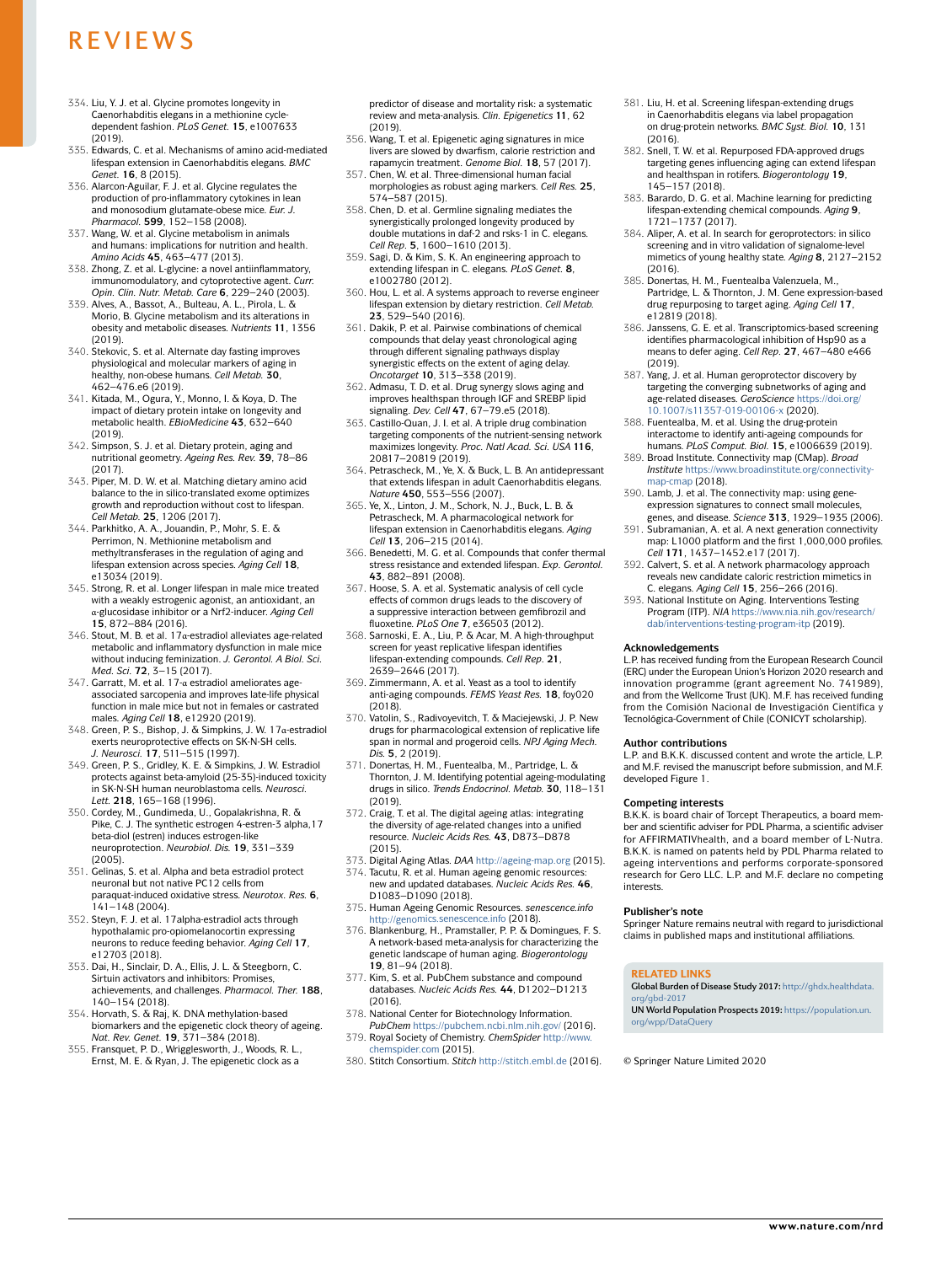334. Liu, Y. J. et al. Glycine promotes longevity in Caenorhabditis elegans in a methionine cycle-dependent fashion. *PLoS Genet.* **15**, e1007633 (2019).
335. Edwards, C. et al. Mechanisms of amino acid-mediated lifespan extension in Caenorhabditis elegans. *BMC Genet.* **16**, 8 (2015).
336. Alarcon-Aguilar, F. J. et al. Glycine regulates the production of pro-inflammatory cytokines in lean and monosodium glutamate-obese mice. *Eur. J. Pharmacol.* **599**, 152–158 (2008).
337. Wang, W. et al. Glycine metabolism in animals and humans: implications for nutrition and health. *Amino Acids* **45**, 463–477 (2013).
338. Zhong, Z. et al. L-glycine: a novel antiinflammatory, immunomodulatory, and cytoprotective agent. *Curr. Opin. Clin. Nutr. Metab. Care* **6**, 229–240 (2003).
339. Alves, A., Bassot, A., Bulteau, A. L., Pirola, L. & Morio, B. Glycine metabolism and its alterations in obesity and metabolic diseases. *Nutrients* **11**, 1356 (2019).
340. Stekovic, S. et al. Alternate day fasting improves physiological and molecular markers of aging in healthy, non-obese humans. *Cell Metab.* **30**, 462–476.e6 (2019).
341. Kitada, M., Ogura, Y., Monno, I. & Koya, D. The impact of dietary protein intake on longevity and metabolic health. *EBioMedicine* **43**, 632–640 (2019).
342. Simpson, S. J. et al. Dietary protein, aging and nutritional geometry. *Ageing Res. Rev.* **39**, 78–86 (2017).
343. Piper, M. D. W. et al. Matching dietary amino acid balance to the in silico-translated exome optimizes growth and reproduction without cost to lifespan. *Cell Metab.* **25**, 1206 (2017).
344. Parkhitko, A. A., Jouandin, P., Mohr, S. E. & Perrimon, N. Methionine metabolism and methyltransferases in the regulation of aging and lifespan extension across species. *Aging Cell* **18**, e13034 (2019).
345. Strong, R. et al. Longer lifespan in male mice treated with a weakly estrogenic agonist, an antioxidant, an α-glucosidase inhibitor or a Nrf2-inducer. *Aging Cell* **15**, 872–884 (2016).
346. Stout, M. B. et al. 17α-estradiol alleviates age-related metabolic and inflammatory dysfunction in male mice without inducing feminization. *J. Gerontol. A Biol. Sci. Med. Sci.* **72**, 3–15 (2017).
347. Garratt, M. et al. 17-α estradiol ameliorates age-associated sarcopenia and improves late-life physical function in male mice but not in females or castrated males. *Aging Cell* **18**, e12920 (2019).
348. Green, P. S., Bishop, J. & Simpkins, J. W. 17α-estradiol exerts neuroprotective effects on SK-N-SH cells. *J. Neurosci.* **17**, 511–515 (1997).
349. Green, P. S., Gridley, K. E. & Simpkins, J. W. Estradiol protects against beta-amyloid (25-35)-induced toxicity in SK-N-SH human neuroblastoma cells. *Neurosci. Lett.* **218**, 165–168 (1996).
350. Cordey, M., Gundimeda, U., Gopalakrishna, R. & Pike, C. J. The synthetic estrogen 4-estren-3 alpha,17 beta-diol (estren) induces estrogen-like neuroprotection. *Neurobiol. Dis.* **19**, 331–339 (2005).
351. Gelinas, S. et al. Alpha and beta estradiol protect neuronal but not native PC12 cells from paraquat-induced oxidative stress. *Neurotox. Res.* **6**, 141–148 (2004).
352. Steyn, F. J. et al. 17alpha-estradiol acts through hypothalamic pro-opiomelanocortin expressing neurons to reduce feeding behavior. *Aging Cell* **17**, e12703 (2018).
353. Dai, H., Sinclair, D. A., Ellis, J. L. & Steegborn, C. Sirtuin activators and inhibitors: Promises, achievements, and challenges. *Pharmacol. Ther.* **188**, 140–154 (2018).
354. Horvath, S. & Raj, K. DNA methylation-based biomarkers and the epigenetic clock theory of ageing. *Nat. Rev. Genet.* **19**, 371–384 (2018).
355. Fransquet, P. D., Wrigglesworth, J., Woods, R. L., Ernst, M. E. & Ryan, J. The epigenetic clock as a predictor of disease and mortality risk: a systematic review and meta-analysis. *Clin. Epigenetics* **11**, 62 (2019).
356. Wang, T. et al. Epigenetic aging signatures in mice livers are slowed by dwarfism, calorie restriction and rapamycin treatment. *Genome Biol.* **18**, 57 (2017).
357. Chen, W. et al. Three-dimensional human facial morphologies as robust aging markers. *Cell Res.* **25**, 574–587 (2015).
358. Chen, D. et al. Germline signaling mediates the synergistically prolonged longevity produced by double mutations in daf-2 and rsks-1 in C. elegans. *Cell Rep.* **5**, 1600–1610 (2013).
359. Sagi, D. & Kim, S. K. An engineering approach to extending lifespan in C. elegans. *PLoS Genet.* **8**, e1002780 (2012).
360. Hou, L. et al. A systems approach to reverse engineer lifespan extension by dietary restriction. *Cell Metab.* **23**, 529–540 (2016).
361. Dakik, P. et al. Pairwise combinations of chemical compounds that delay yeast chronological aging through different signaling pathways display synergistic effects on the extent of aging delay. *Oncotarget* **10**, 313–338 (2019).
362. Admasu, T. D. et al. Drug synergy slows aging and improves healthspan through IGF and SREBP lipid signaling. *Dev. Cell* **47**, 67–79.e5 (2018).
363. Castillo-Quan, J. I. et al. A triple drug combination targeting components of the nutrient-sensing network maximizes longevity. *Proc. Natl Acad. Sci. USA* **116**, 20817–20819 (2019).
364. Petrascheck, M., Ye, X. & Buck, L. B. An antidepressant that extends lifespan in adult Caenorhabditis elegans. *Nature* **450**, 553–556 (2007).
365. Ye, X., Linton, J. M., Schork, N. J., Buck, L. B. & Petrascheck, M. A pharmacological network for lifespan extension in Caenorhabditis elegans. *Aging Cell* **13**, 206–215 (2014).
366. Benedetti, M. G. et al. Compounds that confer thermal stress resistance and extended lifespan. *Exp. Gerontol.* **43**, 882–891 (2008).
367. Hoose, S. A. et al. Systematic analysis of cell cycle effects of common drugs leads to the discovery of a suppressive interaction between gemfibrozil and fluoxetine. *PLoS One* **7**, e36503 (2012).
368. Sarnoski, E. A., Liu, P. & Acar, M. A high-throughput screen for yeast replicative lifespan identifies lifespan-extending compounds. *Cell Rep.* **21**, 2639–2646 (2017).
369. Zimmermann, A. et al. Yeast as a tool to identify anti-aging compounds. *FEMS Yeast Res.* **18**, foy020 (2018).
370. Vatolin, S., Radivoyevitch, T. & Maciejewski, J. P. New drugs for pharmacological extension of replicative life span in normal and progeroid cells. *NPJ Aging Mech. Dis.* **5**, 2 (2019).
371. Donertas, H. M., Fuentealba, M., Partridge, L. & Thornton, J. M. Identifying potential ageing-modulating drugs in silico. *Trends Endocrinol. Metab.* **30**, 118–131 (2019).
372. Craig, T. et al. The digital ageing atlas: integrating the diversity of age-related changes into a unified resource. *Nucleic Acids Res.* **43**, D873–D878 (2015).
373. Digital Aging Atlas. *DAA* http://ageing-map.org (2015).
374. Tacutu, R. et al. Human ageing genomic resources: new and updated databases. *Nucleic Acids Res.* **46**, D1083–D1090 (2018).
375. Human Ageing Genomic Resources. *senescence.info* http://genomics.senescence.info (2018).
376. Blankenburg, H., Pramstaller, P. P. & Domingues, F. S. A network-based meta-analysis for characterizing the genetic landscape of human aging. *Biogerontology* **19**, 81–94 (2018).
377. Kim, S. et al. PubChem substance and compound databases. *Nucleic Acids Res.* **44**, D1202–D1213 (2016).
378. National Center for Biotechnology Information. *PubChem* https://pubchem.ncbi.nlm.nih.gov/ (2016).
379. Royal Society of Chemistry. *ChemSpider* http://www.chemspider.com (2015).
380. Stitch Consortium. *Stitch* http://stitch.embl.de (2016).
381. Liu, H. et al. Screening lifespan-extending drugs in Caenorhabditis elegans via label propagation on drug-protein networks. *BMC Syst. Biol.* **10**, 131 (2016).
382. Snell, T. W. et al. Repurposed FDA-approved drugs targeting genes influencing aging can extend lifespan and healthspan in rotifers. *Biogerontology* **19**, 145–157 (2018).
383. Barardo, D. G. et al. Machine learning for predicting lifespan-extending chemical compounds. *Aging* **9**, 1721–1737 (2017).
384. Aliper, A. et al. In search for geroprotectors: in silico screening and in vitro validation of signalome-level mimetics of young healthy state. *Aging* **8**, 2127–2152 (2016).
385. Donertas, H. M., Fuentealba Valenzuela, M., Partridge, L. & Thornton, J. M. Gene expression-based drug repurposing to target aging. *Aging Cell* **17**, e12819 (2018).
386. Janssens, G. E. et al. Transcriptomics-based screening identifies pharmacological inhibition of Hsp90 as a means to defer aging. *Cell Rep.* **27**, 467–480 e466 (2019).
387. Yang, J. et al. Human geroprotector discovery by targeting the converging subnetworks of aging and age-related diseases. *GeroScience* https://doi.org/10.1007/s11357-019-00106-x (2020).
388. Fuentealba, M. et al. Using the drug-protein interactome to identify anti-ageing compounds for humans. *PLoS Comput. Biol.* **15**, e1006639 (2019).
389. Broad Institute. Connectivity map (CMap). *Broad Institute* https://www.broadinstitute.org/connectivity-map-cmap (2018).
390. Lamb, J. et al. The connectivity map: using gene-expression signatures to connect small molecules, genes, and disease. *Science* **313**, 1929–1935 (2006).
391. Subramanian, A. et al. A next generation connectivity map: L1000 platform and the first 1,000,000 profiles. *Cell* **171**, 1437–1452.e17 (2017).
392. Calvert, S. et al. A network pharmacology approach reveals new candidate caloric restriction mimetics in C. elegans. *Aging Cell* **15**, 256–266 (2016).
393. National Institute on Aging. Interventions Testing Program (ITP). *NIA* https://www.nia.nih.gov/research/dab/interventions-testing-program-itp (2019).

#### Acknowledgements

L.P. has received funding from the European Research Council (ERC) under the European Union's Horizon 2020 research and innovation programme (grant agreement No. 741989), and from the Wellcome Trust (UK). M.F. has received funding from the Comisión Nacional de Investigación Científica y Tecnológica-Government of Chile (CONICYT scholarship).

#### Author contributions

L.P. and B.K.K. discussed content and wrote the article, L.P. and M.F. revised the manuscript before submission, and M.F. developed Figure 1.

#### Competing interests

B.K.K. is board chair of Torcept Therapeutics, a board member and scientific adviser for PDL Pharma, a scientific adviser for AFFIRMATIVhealth, and a board member of L-Nutra. B.K.K. is named on patents held by PDL Pharma related to ageing interventions and performs corporate-sponsored research for Gero LLC. L.P. and M.F. declare no competing interests.

#### Publisher's note

Springer Nature remains neutral with regard to jurisdictional claims in published maps and institutional affiliations.

#### RELATED LINKS

**Global Burden of Disease Study 2017:** http://ghdx.healthdata.org/gbd-2017
**UN World Population Prospects 2019:** https://population.un.org/wpp/DataQuery

© Springer Nature Limited 2020